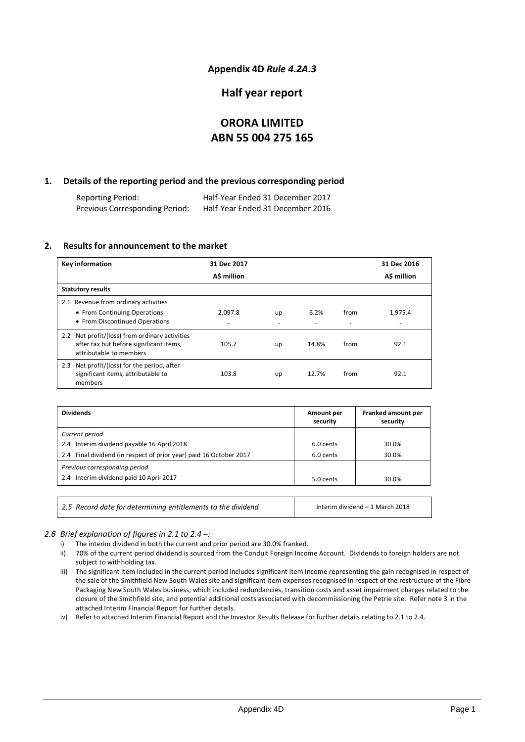# Appendix 4D *Rule 4.2A.3*

## Half year report

## ORORA LIMITED
## ABN 55 004 275 165

### 1. Details of the reporting period and the previous corresponding period

| | |
|---|---|
| Reporting Period: | Half-Year Ended 31 December 2017 |
| Previous Corresponding Period: | Half-Year Ended 31 December 2016 |

### 2. Results for announcement to the market

| **Key information** | **31 Dec 2017 A$ million** | | | | **31 Dec 2016 A$ million** |
|---|---|---|---|---|---|
| **Statutory results** | | | | | |
| 2.1 Revenue from ordinary activities | | | | | |
| • From Continuing Operations | 2,097.8 | up | 6.2% | from | 1,975.4 |
| • From Discontinued Operations | - | - | - | - | - |
| 2.2 Net profit/(loss) from ordinary activities after tax but before significant items, attributable to members | 105.7 | up | 14.8% | from | 92.1 |
| 2.3 Net profit/(loss) for the period, after significant items, attributable to members | 103.8 | up | 12.7% | from | 92.1 |

| **Dividends** | **Amount per security** | **Franked amount per security** |
|---|---|---|
| *Current period* | | |
| 2.4 Interim dividend payable 16 April 2018 | 6.0 cents | 30.0% |
| 2.4 Final dividend (in respect of prior year) paid 16 October 2017 | 6.0 cents | 30.0% |
| *Previous corresponding period* | | |
| 2.4 Interim dividend paid 10 April 2017 | 5.0 cents | 30.0% |

| | |
|---|---|
| *2.5 Record date for determining entitlements to the dividend* | Interim dividend – 1 March 2018 |

*2.6 Brief explanation of figures in 2.1 to 2.4 –:*

i) The interim dividend in both the current and prior period are 30.0% franked.

ii) 70% of the current period dividend is sourced from the Conduit Foreign Income Account. Dividends to foreign holders are not subject to withholding tax.

iii) The significant item included in the current period includes significant item income representing the gain recognised in respect of the sale of the Smithfield New South Wales site and significant item expenses recognised in respect of the restructure of the Fibre Packaging New South Wales business, which included redundancies, transition costs and asset impairment charges related to the closure of the Smithfield site, and potential additional costs associated with decommissioning the Petrie site. Refer note 3 in the attached Interim Financial Report for further details.

iv) Refer to attached Interim Financial Report and the Investor Results Release for further details relating to 2.1 to 2.4.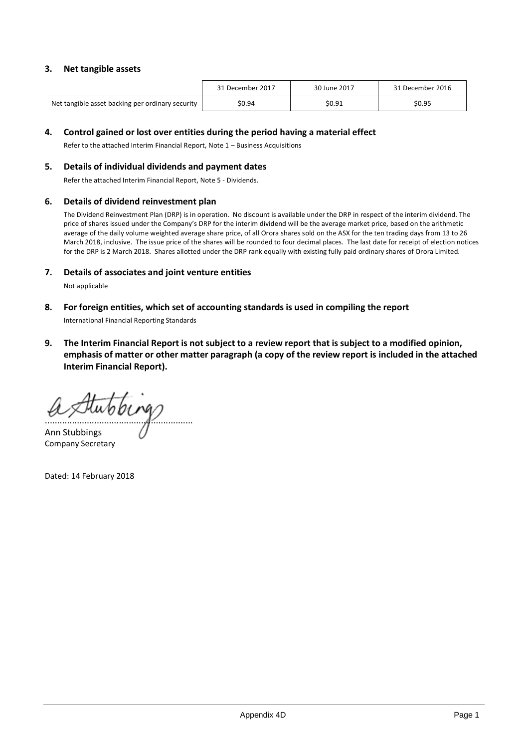### 3. Net tangible assets

| | 31 December 2017 | 30 June 2017 | 31 December 2016 |
|---|---|---|---|
| Net tangible asset backing per ordinary security | $0.94 | $0.91 | $0.95 |

### 4. Control gained or lost over entities during the period having a material effect

Refer to the attached Interim Financial Report, Note 1 – Business Acquisitions

### 5. Details of individual dividends and payment dates

Refer the attached Interim Financial Report, Note 5 - Dividends.

### 6. Details of dividend reinvestment plan

The Dividend Reinvestment Plan (DRP) is in operation. No discount is available under the DRP in respect of the interim dividend. The price of shares issued under the Company's DRP for the interim dividend will be the average market price, based on the arithmetic average of the daily volume weighted average share price, of all Orora shares sold on the ASX for the ten trading days from 13 to 26 March 2018, inclusive. The issue price of the shares will be rounded to four decimal places. The last date for receipt of election notices for the DRP is 2 March 2018. Shares allotted under the DRP rank equally with existing fully paid ordinary shares of Orora Limited.

### 7. Details of associates and joint venture entities

Not applicable

### 8. For foreign entities, which set of accounting standards is used in compiling the report

International Financial Reporting Standards

### 9. The Interim Financial Report is not subject to a review report that is subject to a modified opinion, emphasis of matter or other matter paragraph (a copy of the review report is included in the attached Interim Financial Report).

..........................................................

Ann Stubbings
Company Secretary

Dated: 14 February 2018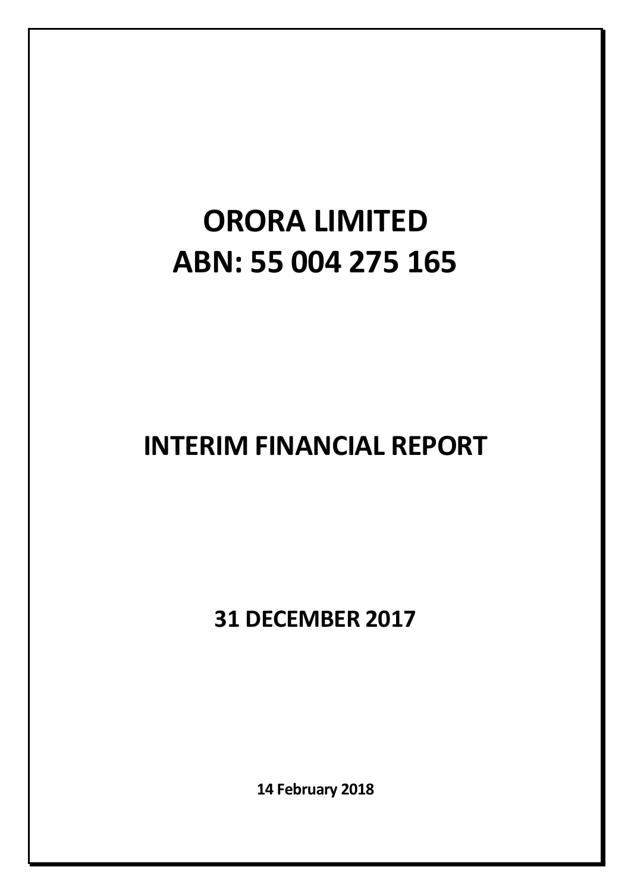# ORORA LIMITED
# ABN: 55 004 275 165

## INTERIM FINANCIAL REPORT

### 31 DECEMBER 2017

**14 February 2018**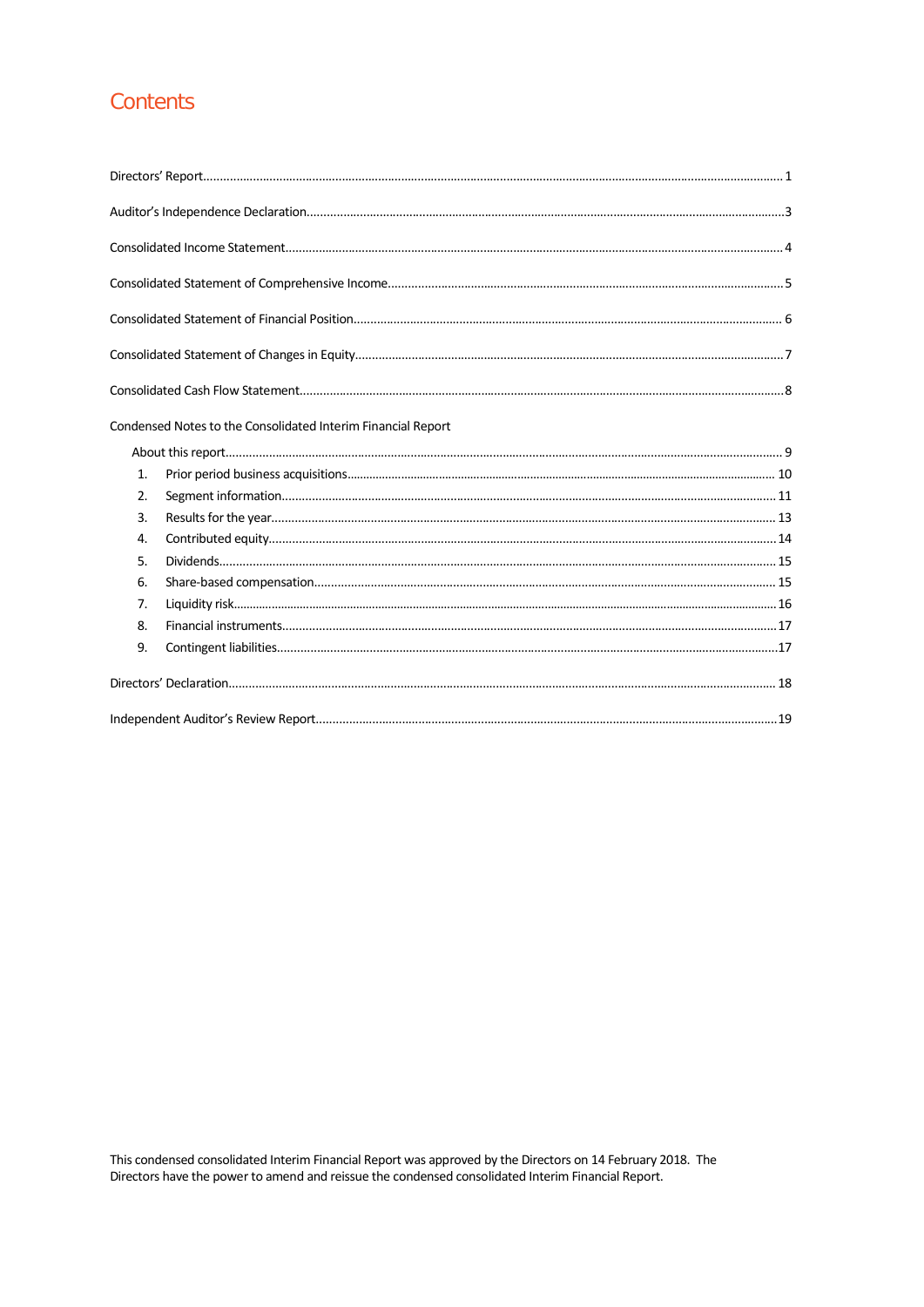# Contents

Directors' Report........................................................................................................................................................ 1

Auditor's Independence Declaration.............................................................................................................................3

Consolidated Income Statement.................................................................................................................................... 4

Consolidated Statement of Comprehensive Income...................................................................................................... 5

Consolidated Statement of Financial Position................................................................................................................ 6

Consolidated Statement of Changes in Equity................................................................................................................7

Consolidated Cash Flow Statement................................................................................................................................8

Condensed Notes to the Consolidated Interim Financial Report

About this report........................................................................................................................................................ 9

1. Prior period business acquisitions.................................................................................................................. 10
2. Segment information.................................................................................................................................... 11
3. Results for the year...................................................................................................................................... 13
4. Contributed equity........................................................................................................................................ 14
5. Dividends..................................................................................................................................................... 15
6. Share-based compensation........................................................................................................................... 15
7. Liquidity risk................................................................................................................................................. 16
8. Financial instruments.................................................................................................................................... 17
9. Contingent liabilities...................................................................................................................................... 17

Directors' Declaration................................................................................................................................................ 18

Independent Auditor's Review Report........................................................................................................................ 19

This condensed consolidated Interim Financial Report was approved by the Directors on 14 February 2018. The Directors have the power to amend and reissue the condensed consolidated Interim Financial Report.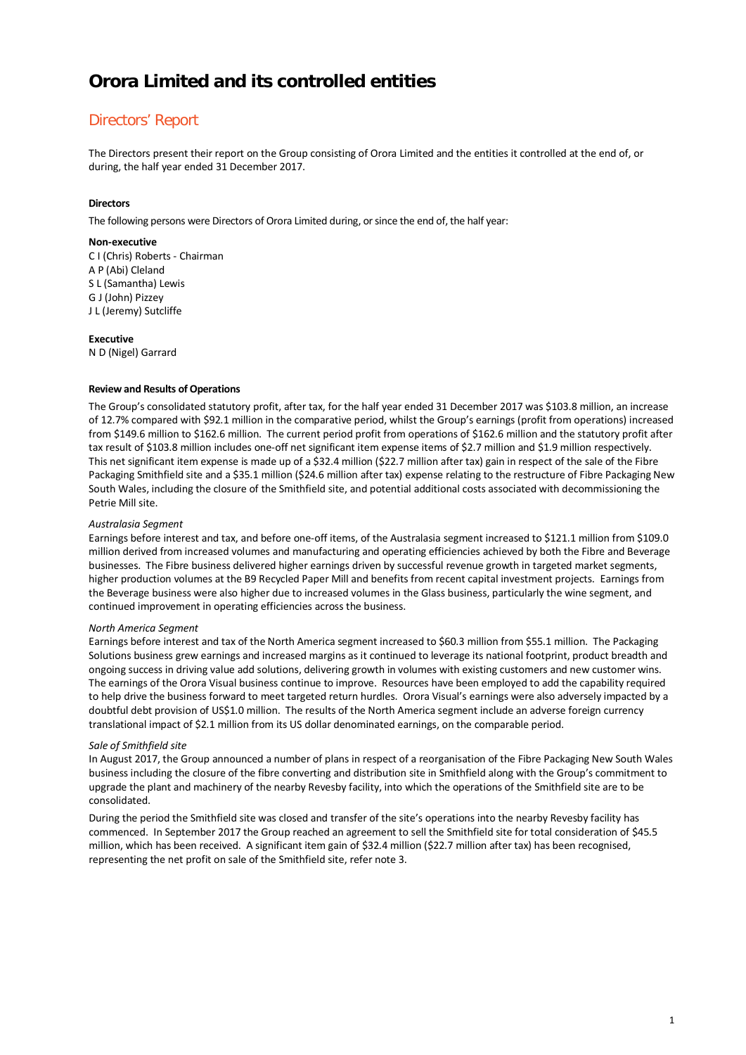# Orora Limited and its controlled entities

## Directors' Report

The Directors present their report on the Group consisting of Orora Limited and the entities it controlled at the end of, or during, the half year ended 31 December 2017.

**Directors**

The following persons were Directors of Orora Limited during, or since the end of, the half year:

**Non-executive**
C I (Chris) Roberts - Chairman
A P (Abi) Cleland
S L (Samantha) Lewis
G J (John) Pizzey
J L (Jeremy) Sutcliffe

**Executive**
N D (Nigel) Garrard

**Review and Results of Operations**

The Group's consolidated statutory profit, after tax, for the half year ended 31 December 2017 was $103.8 million, an increase of 12.7% compared with $92.1 million in the comparative period, whilst the Group's earnings (profit from operations) increased from $149.6 million to $162.6 million. The current period profit from operations of $162.6 million and the statutory profit after tax result of $103.8 million includes one-off net significant item expense items of $2.7 million and $1.9 million respectively. This net significant item expense is made up of a $32.4 million ($22.7 million after tax) gain in respect of the sale of the Fibre Packaging Smithfield site and a $35.1 million ($24.6 million after tax) expense relating to the restructure of Fibre Packaging New South Wales, including the closure of the Smithfield site, and potential additional costs associated with decommissioning the Petrie Mill site.

*Australasia Segment*
Earnings before interest and tax, and before one-off items, of the Australasia segment increased to $121.1 million from $109.0 million derived from increased volumes and manufacturing and operating efficiencies achieved by both the Fibre and Beverage businesses. The Fibre business delivered higher earnings driven by successful revenue growth in targeted market segments, higher production volumes at the B9 Recycled Paper Mill and benefits from recent capital investment projects. Earnings from the Beverage business were also higher due to increased volumes in the Glass business, particularly the wine segment, and continued improvement in operating efficiencies across the business.

*North America Segment*
Earnings before interest and tax of the North America segment increased to $60.3 million from $55.1 million. The Packaging Solutions business grew earnings and increased margins as it continued to leverage its national footprint, product breadth and ongoing success in driving value add solutions, delivering growth in volumes with existing customers and new customer wins. The earnings of the Orora Visual business continue to improve. Resources have been employed to add the capability required to help drive the business forward to meet targeted return hurdles. Orora Visual's earnings were also adversely impacted by a doubtful debt provision of US$1.0 million. The results of the North America segment include an adverse foreign currency translational impact of $2.1 million from its US dollar denominated earnings, on the comparable period.

*Sale of Smithfield site*
In August 2017, the Group announced a number of plans in respect of a reorganisation of the Fibre Packaging New South Wales business including the closure of the fibre converting and distribution site in Smithfield along with the Group's commitment to upgrade the plant and machinery of the nearby Revesby facility, into which the operations of the Smithfield site are to be consolidated.

During the period the Smithfield site was closed and transfer of the site's operations into the nearby Revesby facility has commenced. In September 2017 the Group reached an agreement to sell the Smithfield site for total consideration of $45.5 million, which has been received. A significant item gain of $32.4 million ($22.7 million after tax) has been recognised, representing the net profit on sale of the Smithfield site, refer note 3.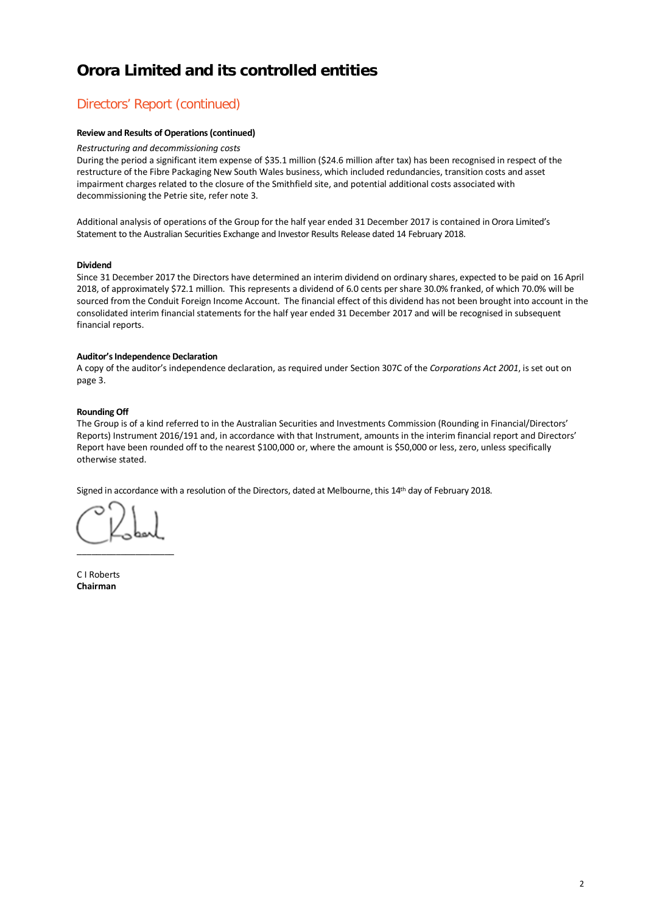# Orora Limited and its controlled entities

## Directors' Report (continued)

**Review and Results of Operations (continued)**

*Restructuring and decommissioning costs*

During the period a significant item expense of $35.1 million ($24.6 million after tax) has been recognised in respect of the restructure of the Fibre Packaging New South Wales business, which included redundancies, transition costs and asset impairment charges related to the closure of the Smithfield site, and potential additional costs associated with decommissioning the Petrie site, refer note 3.

Additional analysis of operations of the Group for the half year ended 31 December 2017 is contained in Orora Limited's Statement to the Australian Securities Exchange and Investor Results Release dated 14 February 2018.

**Dividend**

Since 31 December 2017 the Directors have determined an interim dividend on ordinary shares, expected to be paid on 16 April 2018, of approximately $72.1 million. This represents a dividend of 6.0 cents per share 30.0% franked, of which 70.0% will be sourced from the Conduit Foreign Income Account. The financial effect of this dividend has not been brought into account in the consolidated interim financial statements for the half year ended 31 December 2017 and will be recognised in subsequent financial reports.

**Auditor's Independence Declaration**

A copy of the auditor's independence declaration, as required under Section 307C of the *Corporations Act 2001*, is set out on page 3.

**Rounding Off**

The Group is of a kind referred to in the Australian Securities and Investments Commission (Rounding in Financial/Directors' Reports) Instrument 2016/191 and, in accordance with that Instrument, amounts in the interim financial report and Directors' Report have been rounded off to the nearest $100,000 or, where the amount is $50,000 or less, zero, unless specifically otherwise stated.

Signed in accordance with a resolution of the Directors, dated at Melbourne, this 14th day of February 2018.

\_\_\_\_\_\_\_\_\_\_\_\_\_\_\_\_\_\_\_\_

C I Roberts
**Chairman**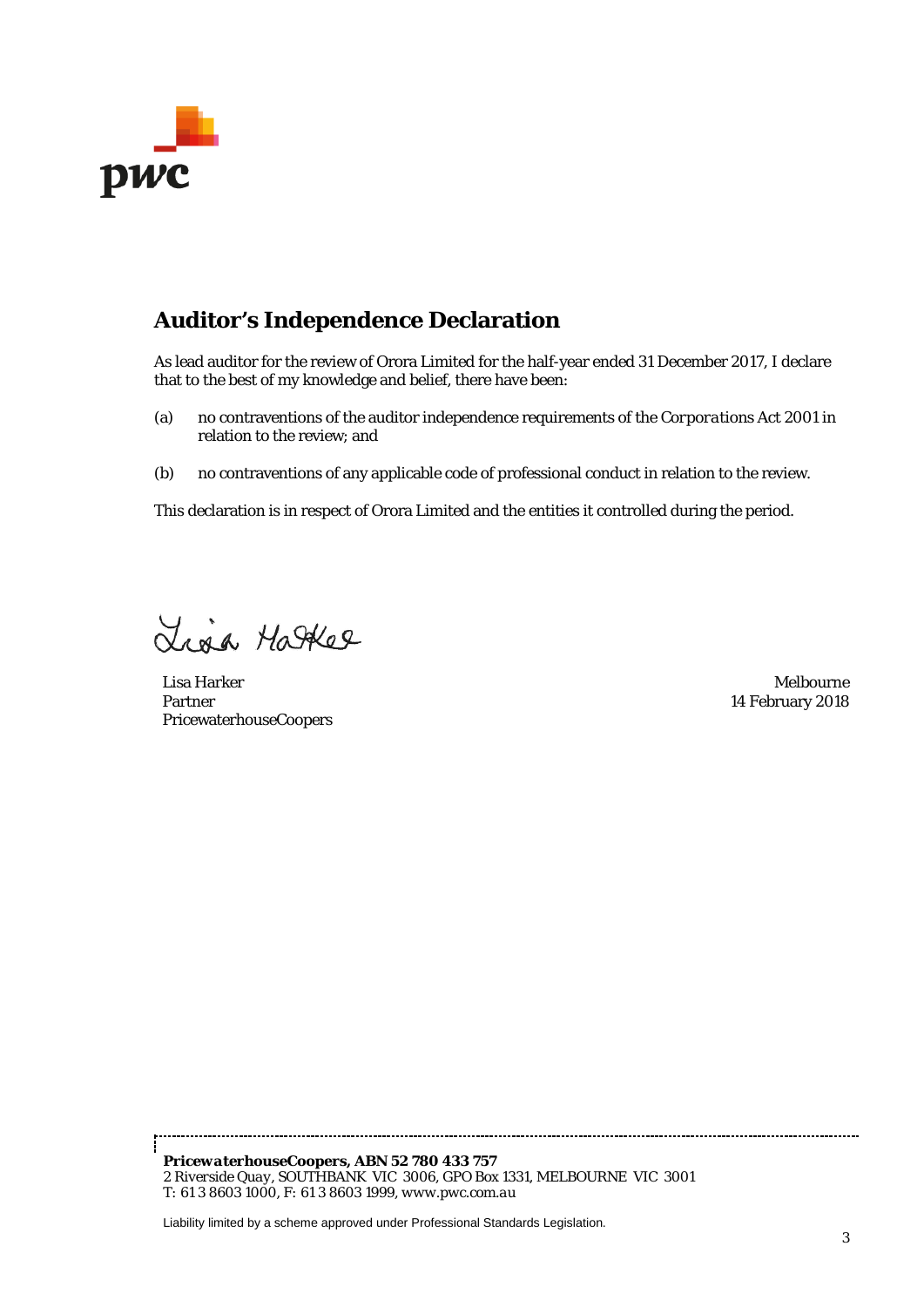# Auditor's Independence Declaration

As lead auditor for the review of Orora Limited for the half-year ended 31 December 2017, I declare that to the best of my knowledge and belief, there have been:

(a) no contraventions of the auditor independence requirements of the *Corporations Act 2001* in relation to the review; and

(b) no contraventions of any applicable code of professional conduct in relation to the review.

This declaration is in respect of Orora Limited and the entities it controlled during the period.

Lisa Harker
Partner
PricewaterhouseCoopers

Melbourne
14 February 2018

***PricewaterhouseCoopers, ABN 52 780 433 757***
*2 Riverside Quay, SOUTHBANK VIC 3006, GPO Box 1331, MELBOURNE VIC 3001*
*T: 61 3 8603 1000, F: 61 3 8603 1999, www.pwc.com.au*

Liability limited by a scheme approved under Professional Standards Legislation.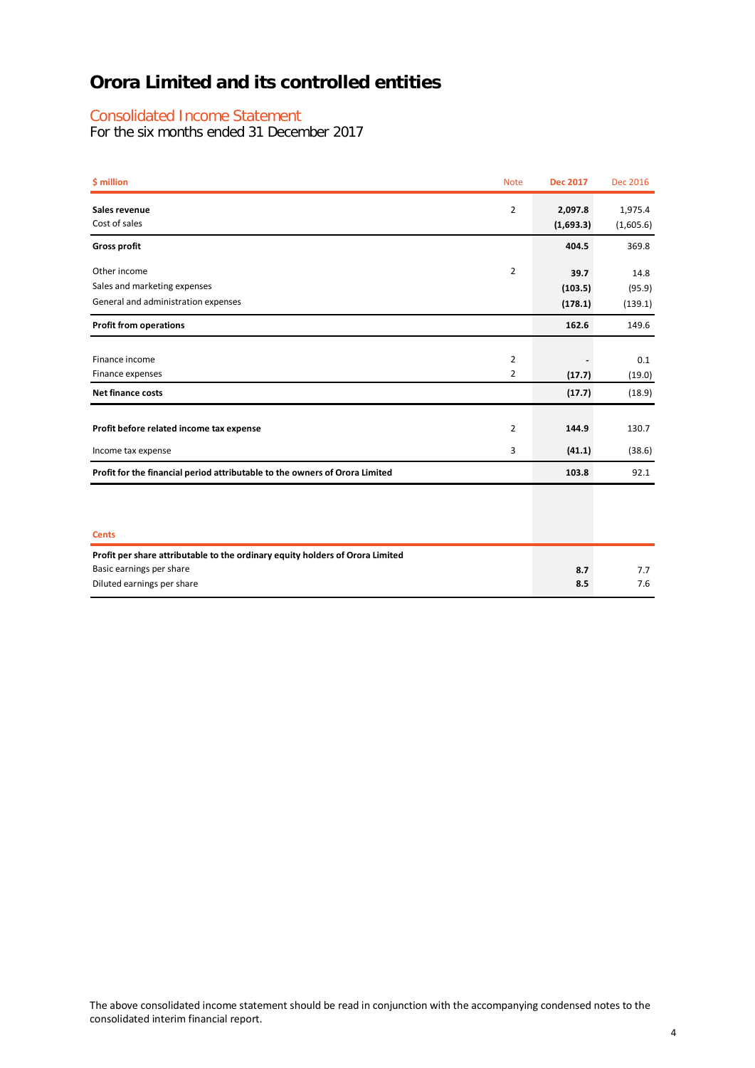# Orora Limited and its controlled entities

## Consolidated Income Statement

For the six months ended 31 December 2017

| $ million | Note | Dec 2017 | Dec 2016 |
|---|---|---|---|
| **Sales revenue** | 2 | **2,097.8** | 1,975.4 |
| Cost of sales | | **(1,693.3)** | (1,605.6) |
| **Gross profit** | | **404.5** | 369.8 |
| Other income | 2 | **39.7** | 14.8 |
| Sales and marketing expenses | | **(103.5)** | (95.9) |
| General and administration expenses | | **(178.1)** | (139.1) |
| **Profit from operations** | | **162.6** | 149.6 |
| Finance income | 2 | **-** | 0.1 |
| Finance expenses | 2 | **(17.7)** | (19.0) |
| **Net finance costs** | | **(17.7)** | (18.9) |
| **Profit before related income tax expense** | 2 | **144.9** | 130.7 |
| Income tax expense | 3 | **(41.1)** | (38.6) |
| **Profit for the financial period attributable to the owners of Orora Limited** | | **103.8** | 92.1 |

| Cents | | | |
|---|---|---|---|
| **Profit per share attributable to the ordinary equity holders of Orora Limited** | | | |
| Basic earnings per share | | **8.7** | 7.7 |
| Diluted earnings per share | | **8.5** | 7.6 |

The above consolidated income statement should be read in conjunction with the accompanying condensed notes to the consolidated interim financial report.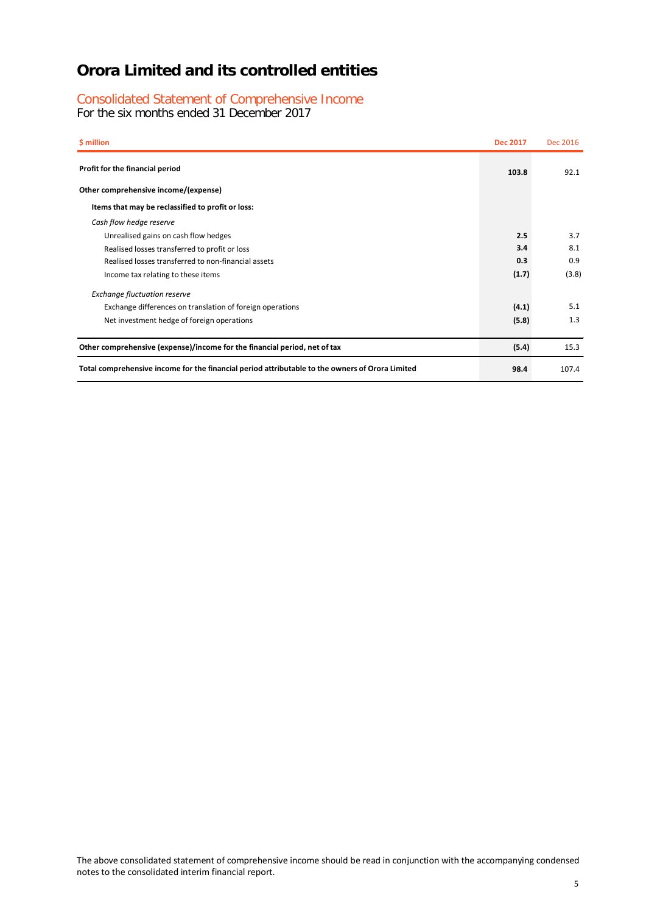# Orora Limited and its controlled entities

## Consolidated Statement of Comprehensive Income

For the six months ended 31 December 2017

| $ million | Dec 2017 | Dec 2016 |
|---|---|---|
| **Profit for the financial period** | **103.8** | 92.1 |
| **Other comprehensive income/(expense)** | | |
| **Items that may be reclassified to profit or loss:** | | |
| *Cash flow hedge reserve* | | |
| Unrealised gains on cash flow hedges | **2.5** | 3.7 |
| Realised losses transferred to profit or loss | **3.4** | 8.1 |
| Realised losses transferred to non-financial assets | **0.3** | 0.9 |
| Income tax relating to these items | **(1.7)** | (3.8) |
| *Exchange fluctuation reserve* | | |
| Exchange differences on translation of foreign operations | **(4.1)** | 5.1 |
| Net investment hedge of foreign operations | **(5.8)** | 1.3 |
| **Other comprehensive (expense)/income for the financial period, net of tax** | **(5.4)** | 15.3 |
| **Total comprehensive income for the financial period attributable to the owners of Orora Limited** | **98.4** | 107.4 |

The above consolidated statement of comprehensive income should be read in conjunction with the accompanying condensed notes to the consolidated interim financial report.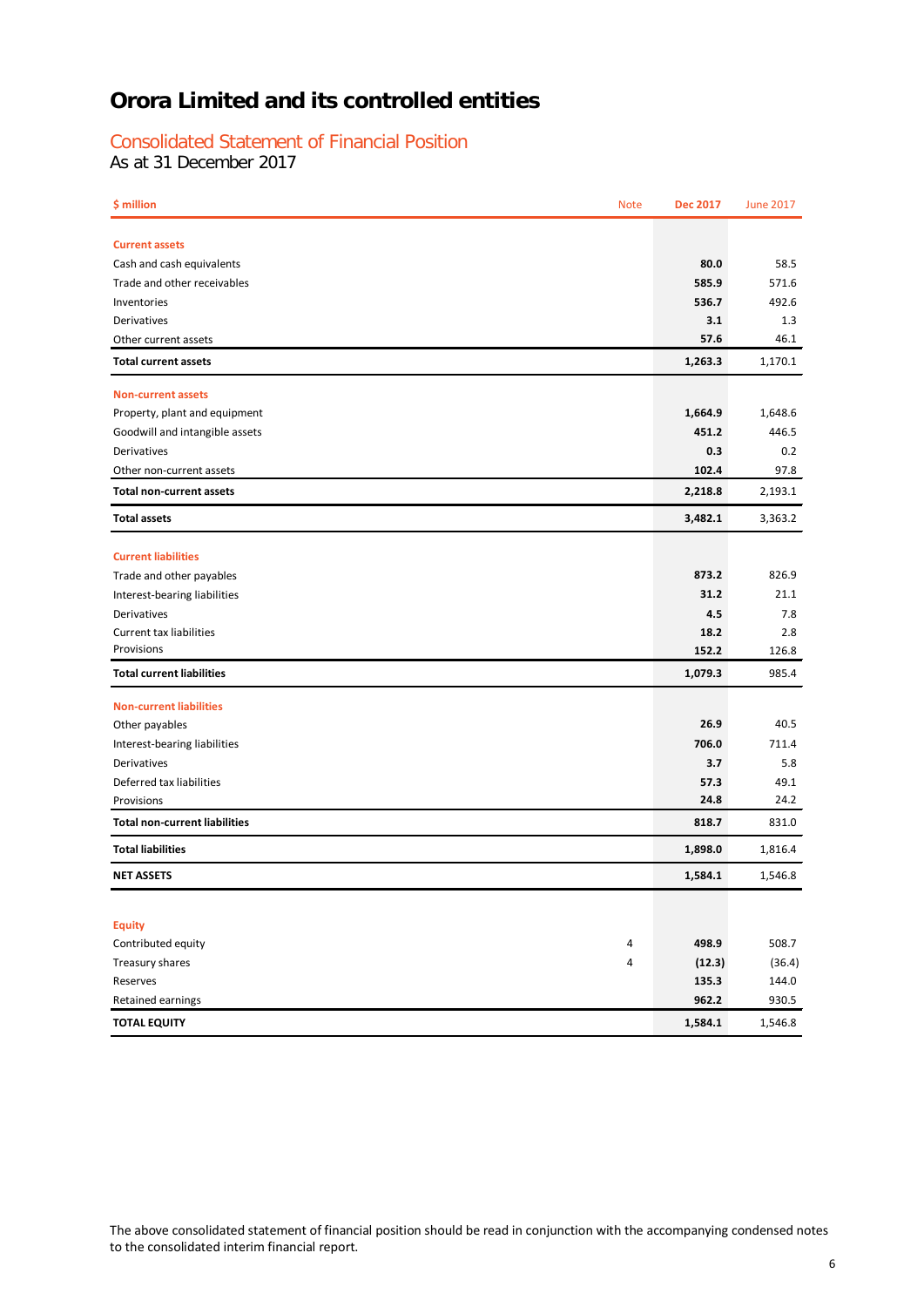# Orora Limited and its controlled entities

## Consolidated Statement of Financial Position

As at 31 December 2017

| $ million | Note | Dec 2017 | June 2017 |
|---|---|---|---|
| **Current assets** | | | |
| Cash and cash equivalents | | **80.0** | 58.5 |
| Trade and other receivables | | **585.9** | 571.6 |
| Inventories | | **536.7** | 492.6 |
| Derivatives | | **3.1** | 1.3 |
| Other current assets | | **57.6** | 46.1 |
| **Total current assets** | | **1,263.3** | 1,170.1 |
| **Non-current assets** | | | |
| Property, plant and equipment | | **1,664.9** | 1,648.6 |
| Goodwill and intangible assets | | **451.2** | 446.5 |
| Derivatives | | **0.3** | 0.2 |
| Other non-current assets | | **102.4** | 97.8 |
| **Total non-current assets** | | **2,218.8** | 2,193.1 |
| **Total assets** | | **3,482.1** | 3,363.2 |
| **Current liabilities** | | | |
| Trade and other payables | | **873.2** | 826.9 |
| Interest-bearing liabilities | | **31.2** | 21.1 |
| Derivatives | | **4.5** | 7.8 |
| Current tax liabilities | | **18.2** | 2.8 |
| Provisions | | **152.2** | 126.8 |
| **Total current liabilities** | | **1,079.3** | 985.4 |
| **Non-current liabilities** | | | |
| Other payables | | **26.9** | 40.5 |
| Interest-bearing liabilities | | **706.0** | 711.4 |
| Derivatives | | **3.7** | 5.8 |
| Deferred tax liabilities | | **57.3** | 49.1 |
| Provisions | | **24.8** | 24.2 |
| **Total non-current liabilities** | | **818.7** | 831.0 |
| **Total liabilities** | | **1,898.0** | 1,816.4 |
| **NET ASSETS** | | **1,584.1** | 1,546.8 |
| **Equity** | | | |
| Contributed equity | 4 | **498.9** | 508.7 |
| Treasury shares | 4 | **(12.3)** | (36.4) |
| Reserves | | **135.3** | 144.0 |
| Retained earnings | | **962.2** | 930.5 |
| **TOTAL EQUITY** | | **1,584.1** | 1,546.8 |

The above consolidated statement of financial position should be read in conjunction with the accompanying condensed notes to the consolidated interim financial report.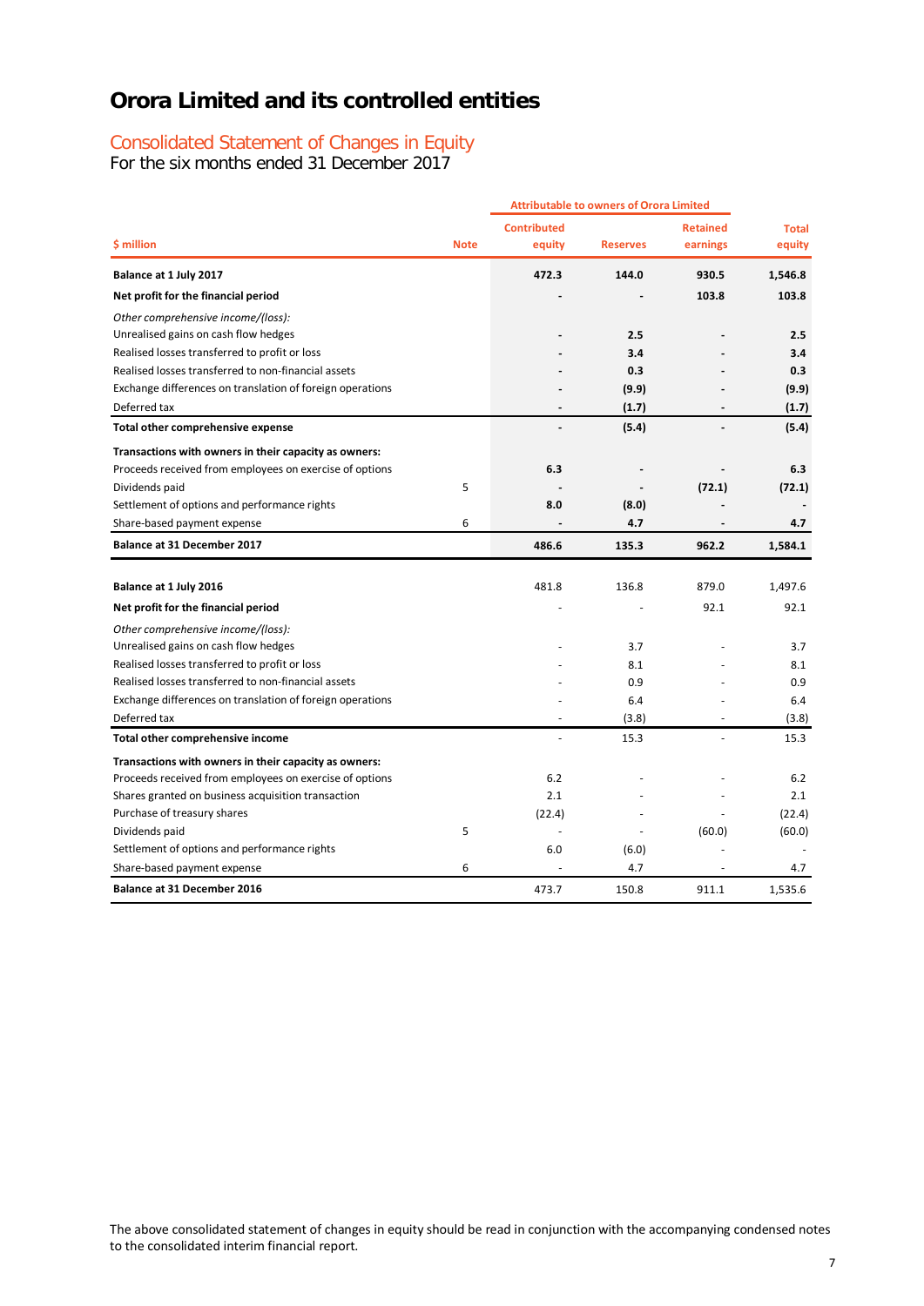# Orora Limited and its controlled entities

## Consolidated Statement of Changes in Equity

For the six months ended 31 December 2017

| $ million | Note | Attributable to owners of Orora Limited | | | |
|---|---|---|---|---|---|
| | | Contributed equity | Reserves | Retained earnings | Total equity |
| **Balance at 1 July 2017** | | **472.3** | **144.0** | **930.5** | **1,546.8** |
| **Net profit for the financial period** | | **-** | **-** | **103.8** | **103.8** |
| *Other comprehensive income/(loss):* | | | | | |
| Unrealised gains on cash flow hedges | | **-** | **2.5** | **-** | **2.5** |
| Realised losses transferred to profit or loss | | **-** | **3.4** | **-** | **3.4** |
| Realised losses transferred to non-financial assets | | **-** | **0.3** | **-** | **0.3** |
| Exchange differences on translation of foreign operations | | **-** | **(9.9)** | **-** | **(9.9)** |
| Deferred tax | | **-** | **(1.7)** | **-** | **(1.7)** |
| **Total other comprehensive expense** | | **-** | **(5.4)** | **-** | **(5.4)** |
| **Transactions with owners in their capacity as owners:** | | | | | |
| Proceeds received from employees on exercise of options | | **6.3** | **-** | **-** | **6.3** |
| Dividends paid | 5 | **-** | **-** | **(72.1)** | **(72.1)** |
| Settlement of options and performance rights | | **8.0** | **(8.0)** | **-** | **-** |
| Share-based payment expense | 6 | **-** | **4.7** | **-** | **4.7** |
| **Balance at 31 December 2017** | | **486.6** | **135.3** | **962.2** | **1,584.1** |
| | | | | | |
| **Balance at 1 July 2016** | | 481.8 | 136.8 | 879.0 | 1,497.6 |
| **Net profit for the financial period** | | - | - | 92.1 | 92.1 |
| *Other comprehensive income/(loss):* | | | | | |
| Unrealised gains on cash flow hedges | | - | 3.7 | - | 3.7 |
| Realised losses transferred to profit or loss | | - | 8.1 | - | 8.1 |
| Realised losses transferred to non-financial assets | | - | 0.9 | - | 0.9 |
| Exchange differences on translation of foreign operations | | - | 6.4 | - | 6.4 |
| Deferred tax | | - | (3.8) | - | (3.8) |
| **Total other comprehensive income** | | - | 15.3 | - | 15.3 |
| **Transactions with owners in their capacity as owners:** | | | | | |
| Proceeds received from employees on exercise of options | | 6.2 | - | - | 6.2 |
| Shares granted on business acquisition transaction | | 2.1 | - | - | 2.1 |
| Purchase of treasury shares | | (22.4) | - | - | (22.4) |
| Dividends paid | 5 | - | - | (60.0) | (60.0) |
| Settlement of options and performance rights | | 6.0 | (6.0) | - | - |
| Share-based payment expense | 6 | - | 4.7 | - | 4.7 |
| **Balance at 31 December 2016** | | 473.7 | 150.8 | 911.1 | 1,535.6 |

The above consolidated statement of changes in equity should be read in conjunction with the accompanying condensed notes to the consolidated interim financial report.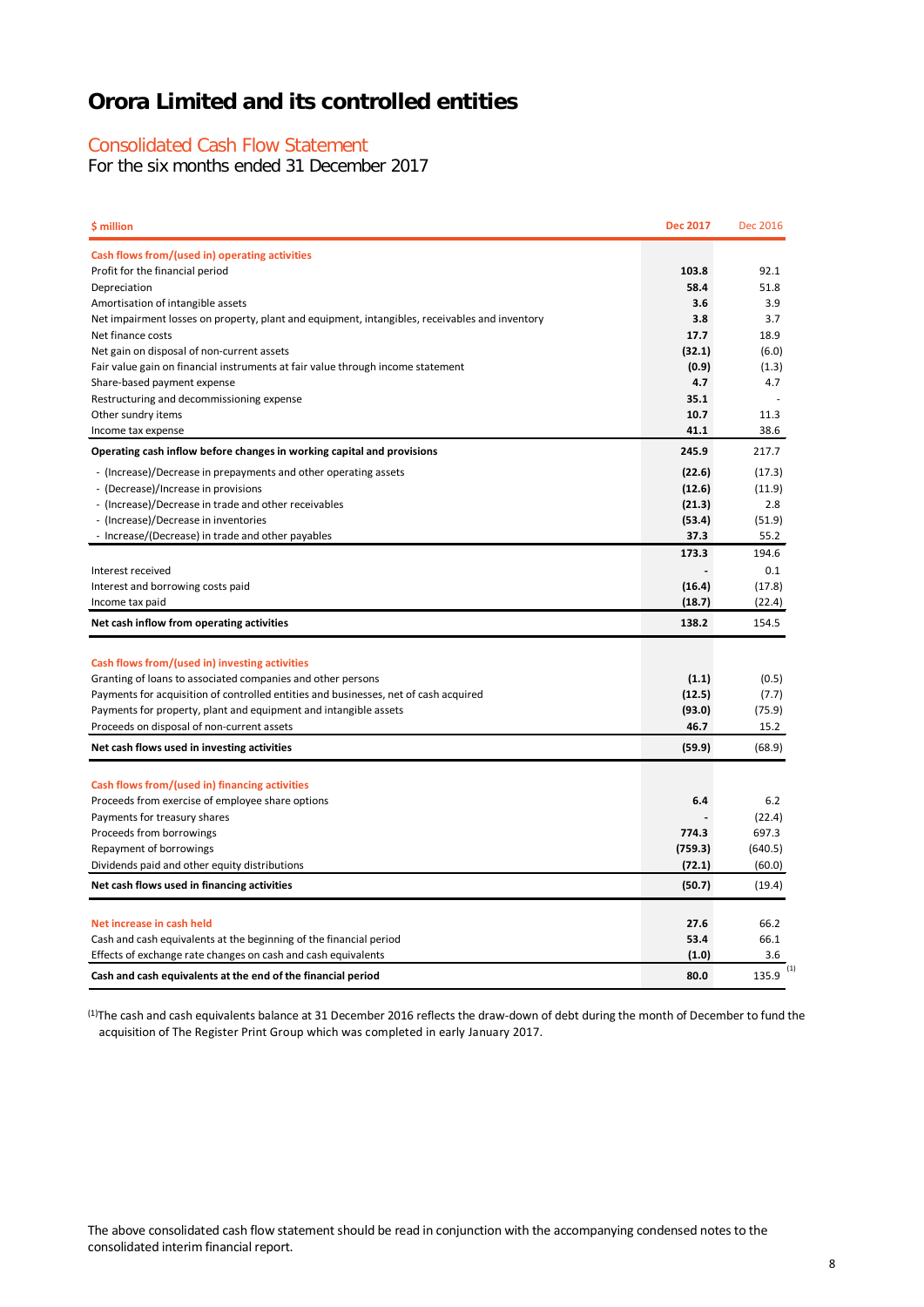# Orora Limited and its controlled entities

## Consolidated Cash Flow Statement

For the six months ended 31 December 2017

| $ million | Dec 2017 | Dec 2016 |
|---|---|---|
| **Cash flows from/(used in) operating activities** | | |
| Profit for the financial period | **103.8** | 92.1 |
| Depreciation | **58.4** | 51.8 |
| Amortisation of intangible assets | **3.6** | 3.9 |
| Net impairment losses on property, plant and equipment, intangibles, receivables and inventory | **3.8** | 3.7 |
| Net finance costs | **17.7** | 18.9 |
| Net gain on disposal of non-current assets | **(32.1)** | (6.0) |
| Fair value gain on financial instruments at fair value through income statement | **(0.9)** | (1.3) |
| Share-based payment expense | **4.7** | 4.7 |
| Restructuring and decommissioning expense | **35.1** | - |
| Other sundry items | **10.7** | 11.3 |
| Income tax expense | **41.1** | 38.6 |
| **Operating cash inflow before changes in working capital and provisions** | **245.9** | 217.7 |
| - (Increase)/Decrease in prepayments and other operating assets | **(22.6)** | (17.3) |
| - (Decrease)/Increase in provisions | **(12.6)** | (11.9) |
| - (Increase)/Decrease in trade and other receivables | **(21.3)** | 2.8 |
| - (Increase)/Decrease in inventories | **(53.4)** | (51.9) |
| - Increase/(Decrease) in trade and other payables | **37.3** | 55.2 |
| | **173.3** | 194.6 |
| Interest received | **-** | 0.1 |
| Interest and borrowing costs paid | **(16.4)** | (17.8) |
| Income tax paid | **(18.7)** | (22.4) |
| **Net cash inflow from operating activities** | **138.2** | 154.5 |
| | | |
| **Cash flows from/(used in) investing activities** | | |
| Granting of loans to associated companies and other persons | **(1.1)** | (0.5) |
| Payments for acquisition of controlled entities and businesses, net of cash acquired | **(12.5)** | (7.7) |
| Payments for property, plant and equipment and intangible assets | **(93.0)** | (75.9) |
| Proceeds on disposal of non-current assets | **46.7** | 15.2 |
| **Net cash flows used in investing activities** | **(59.9)** | (68.9) |
| | | |
| **Cash flows from/(used in) financing activities** | | |
| Proceeds from exercise of employee share options | **6.4** | 6.2 |
| Payments for treasury shares | **-** | (22.4) |
| Proceeds from borrowings | **774.3** | 697.3 |
| Repayment of borrowings | **(759.3)** | (640.5) |
| Dividends paid and other equity distributions | **(72.1)** | (60.0) |
| **Net cash flows used in financing activities** | **(50.7)** | (19.4) |
| | | |
| **Net increase in cash held** | **27.6** | 66.2 |
| Cash and cash equivalents at the beginning of the financial period | **53.4** | 66.1 |
| Effects of exchange rate changes on cash and cash equivalents | **(1.0)** | 3.6 |
| **Cash and cash equivalents at the end of the financial period** | **80.0** | 135.9 [1] |

[1] The cash and cash equivalents balance at 31 December 2016 reflects the draw-down of debt during the month of December to fund the acquisition of The Register Print Group which was completed in early January 2017.

The above consolidated cash flow statement should be read in conjunction with the accompanying condensed notes to the consolidated interim financial report.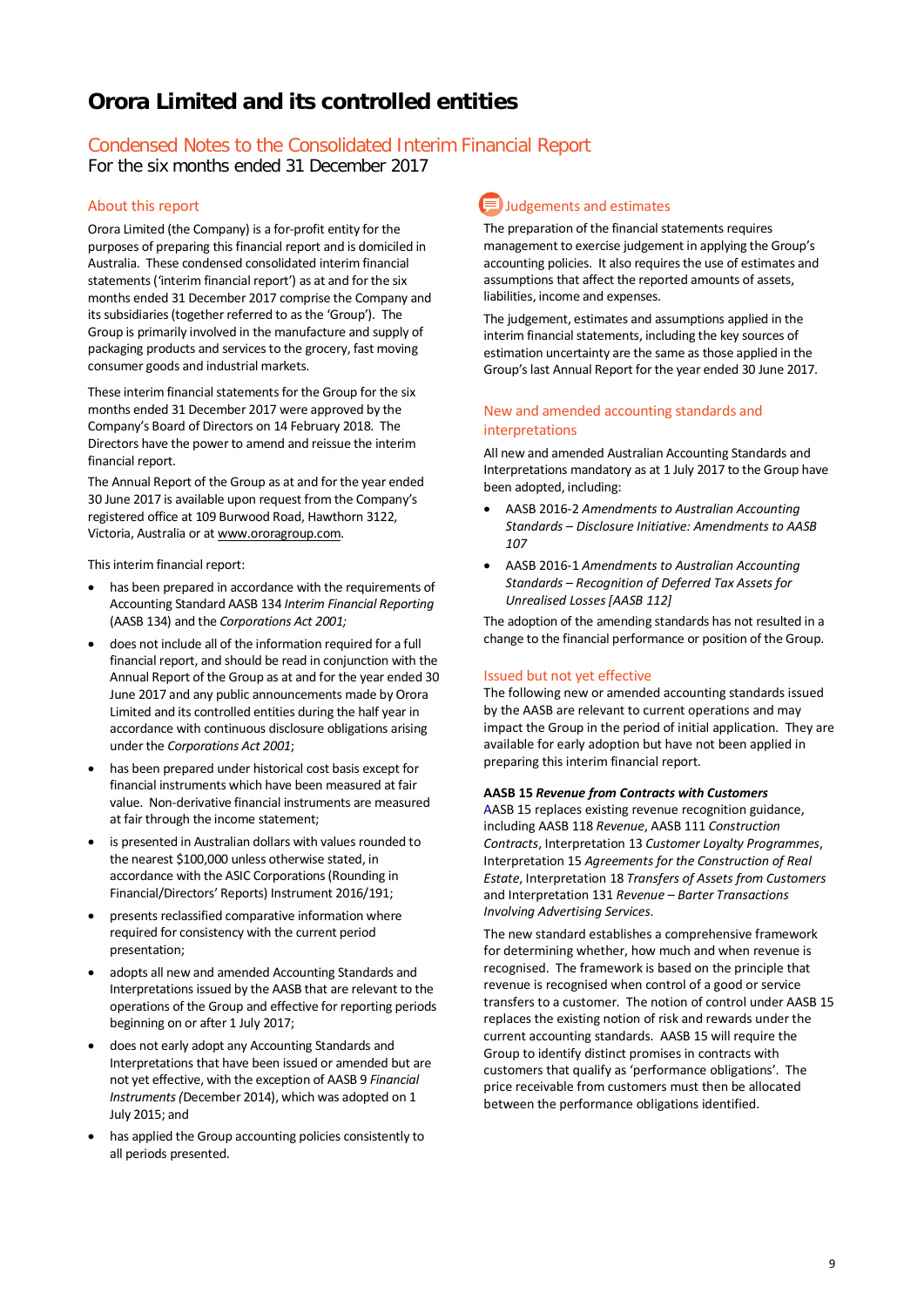# Orora Limited and its controlled entities

## Condensed Notes to the Consolidated Interim Financial Report

For the six months ended 31 December 2017

### About this report

Orora Limited (the Company) is a for-profit entity for the purposes of preparing this financial report and is domiciled in Australia. These condensed consolidated interim financial statements ('interim financial report') as at and for the six months ended 31 December 2017 comprise the Company and its subsidiaries (together referred to as the 'Group'). The Group is primarily involved in the manufacture and supply of packaging products and services to the grocery, fast moving consumer goods and industrial markets.

These interim financial statements for the Group for the six months ended 31 December 2017 were approved by the Company's Board of Directors on 14 February 2018. The Directors have the power to amend and reissue the interim financial report.

The Annual Report of the Group as at and for the year ended 30 June 2017 is available upon request from the Company's registered office at 109 Burwood Road, Hawthorn 3122, Victoria, Australia or at www.ororagroup.com.

This interim financial report:

- has been prepared in accordance with the requirements of Accounting Standard AASB 134 *Interim Financial Reporting* (AASB 134) and the *Corporations Act 2001;*
- does not include all of the information required for a full financial report, and should be read in conjunction with the Annual Report of the Group as at and for the year ended 30 June 2017 and any public announcements made by Orora Limited and its controlled entities during the half year in accordance with continuous disclosure obligations arising under the *Corporations Act 2001*;
- has been prepared under historical cost basis except for financial instruments which have been measured at fair value. Non-derivative financial instruments are measured at fair through the income statement;
- is presented in Australian dollars with values rounded to the nearest $100,000 unless otherwise stated, in accordance with the ASIC Corporations (Rounding in Financial/Directors' Reports) Instrument 2016/191;
- presents reclassified comparative information where required for consistency with the current period presentation;
- adopts all new and amended Accounting Standards and Interpretations issued by the AASB that are relevant to the operations of the Group and effective for reporting periods beginning on or after 1 July 2017;
- does not early adopt any Accounting Standards and Interpretations that have been issued or amended but are not yet effective, with the exception of AASB 9 *Financial Instruments (*December 2014), which was adopted on 1 July 2015; and
- has applied the Group accounting policies consistently to all periods presented.

### Judgements and estimates

The preparation of the financial statements requires management to exercise judgement in applying the Group's accounting policies. It also requires the use of estimates and assumptions that affect the reported amounts of assets, liabilities, income and expenses.

The judgement, estimates and assumptions applied in the interim financial statements, including the key sources of estimation uncertainty are the same as those applied in the Group's last Annual Report for the year ended 30 June 2017.

### New and amended accounting standards and interpretations

All new and amended Australian Accounting Standards and Interpretations mandatory as at 1 July 2017 to the Group have been adopted, including:

- AASB 2016-2 *Amendments to Australian Accounting Standards – Disclosure Initiative: Amendments to AASB 107*
- AASB 2016-1 *Amendments to Australian Accounting Standards – Recognition of Deferred Tax Assets for Unrealised Losses [AASB 112]*

The adoption of the amending standards has not resulted in a change to the financial performance or position of the Group.

### Issued but not yet effective

The following new or amended accounting standards issued by the AASB are relevant to current operations and may impact the Group in the period of initial application. They are available for early adoption but have not been applied in preparing this interim financial report.

**AASB 15 *Revenue from Contracts with Customers***

AASB 15 replaces existing revenue recognition guidance, including AASB 118 *Revenue*, AASB 111 *Construction Contracts*, Interpretation 13 *Customer Loyalty Programmes*, Interpretation 15 *Agreements for the Construction of Real Estate*, Interpretation 18 *Transfers of Assets from Customers* and Interpretation 131 *Revenue – Barter Transactions Involving Advertising Services*.

The new standard establishes a comprehensive framework for determining whether, how much and when revenue is recognised. The framework is based on the principle that revenue is recognised when control of a good or service transfers to a customer. The notion of control under AASB 15 replaces the existing notion of risk and rewards under the current accounting standards. AASB 15 will require the Group to identify distinct promises in contracts with customers that qualify as 'performance obligations'. The price receivable from customers must then be allocated between the performance obligations identified.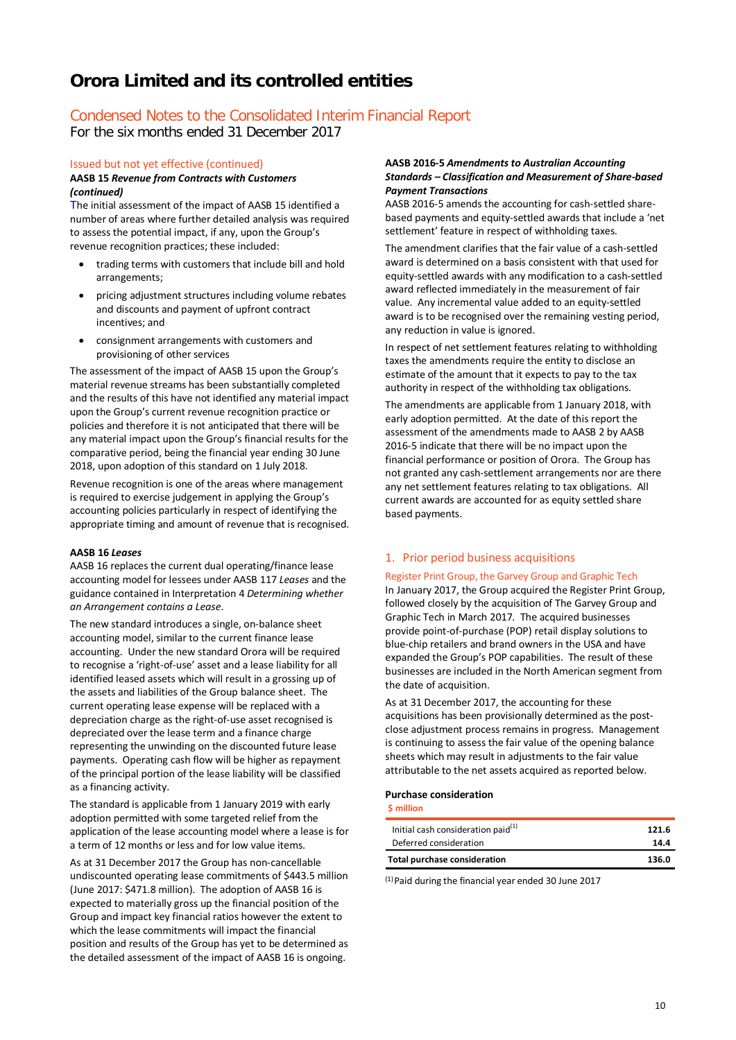# Orora Limited and its controlled entities

## Condensed Notes to the Consolidated Interim Financial Report

For the six months ended 31 December 2017

### Issued but not yet effective (continued)

**AASB 15 *Revenue from Contracts with Customers (continued)***

The initial assessment of the impact of AASB 15 identified a number of areas where further detailed analysis was required to assess the potential impact, if any, upon the Group's revenue recognition practices; these included:

- trading terms with customers that include bill and hold arrangements;
- pricing adjustment structures including volume rebates and discounts and payment of upfront contract incentives; and
- consignment arrangements with customers and provisioning of other services

The assessment of the impact of AASB 15 upon the Group's material revenue streams has been substantially completed and the results of this have not identified any material impact upon the Group's current revenue recognition practice or policies and therefore it is not anticipated that there will be any material impact upon the Group's financial results for the comparative period, being the financial year ending 30 June 2018, upon adoption of this standard on 1 July 2018.

Revenue recognition is one of the areas where management is required to exercise judgement in applying the Group's accounting policies particularly in respect of identifying the appropriate timing and amount of revenue that is recognised.

**AASB 16 *Leases***

AASB 16 replaces the current dual operating/finance lease accounting model for lessees under AASB 117 *Leases* and the guidance contained in Interpretation 4 *Determining whether an Arrangement contains a Lease*.

The new standard introduces a single, on-balance sheet accounting model, similar to the current finance lease accounting. Under the new standard Orora will be required to recognise a 'right-of-use' asset and a lease liability for all identified leased assets which will result in a grossing up of the assets and liabilities of the Group balance sheet. The current operating lease expense will be replaced with a depreciation charge as the right-of-use asset recognised is depreciated over the lease term and a finance charge representing the unwinding on the discounted future lease payments. Operating cash flow will be higher as repayment of the principal portion of the lease liability will be classified as a financing activity.

The standard is applicable from 1 January 2019 with early adoption permitted with some targeted relief from the application of the lease accounting model where a lease is for a term of 12 months or less and for low value items.

As at 31 December 2017 the Group has non-cancellable undiscounted operating lease commitments of $443.5 million (June 2017: $471.8 million). The adoption of AASB 16 is expected to materially gross up the financial position of the Group and impact key financial ratios however the extent to which the lease commitments will impact the financial position and results of the Group has yet to be determined as the detailed assessment of the impact of AASB 16 is ongoing.

**AASB 2016-5 *Amendments to Australian Accounting Standards – Classification and Measurement of Share-based Payment Transactions***

AASB 2016-5 amends the accounting for cash-settled share-based payments and equity-settled awards that include a 'net settlement' feature in respect of withholding taxes.

The amendment clarifies that the fair value of a cash-settled award is determined on a basis consistent with that used for equity-settled awards with any modification to a cash-settled award reflected immediately in the measurement of fair value. Any incremental value added to an equity-settled award is to be recognised over the remaining vesting period, any reduction in value is ignored.

In respect of net settlement features relating to withholding taxes the amendments require the entity to disclose an estimate of the amount that it expects to pay to the tax authority in respect of the withholding tax obligations.

The amendments are applicable from 1 January 2018, with early adoption permitted. At the date of this report the assessment of the amendments made to AASB 2 by AASB 2016-5 indicate that there will be no impact upon the financial performance or position of Orora. The Group has not granted any cash-settlement arrangements nor are there any net settlement features relating to tax obligations. All current awards are accounted for as equity settled share based payments.

### 1. Prior period business acquisitions

#### Register Print Group, the Garvey Group and Graphic Tech

In January 2017, the Group acquired the Register Print Group, followed closely by the acquisition of The Garvey Group and Graphic Tech in March 2017. The acquired businesses provide point-of-purchase (POP) retail display solutions to blue-chip retailers and brand owners in the USA and have expanded the Group's POP capabilities. The result of these businesses are included in the North American segment from the date of acquisition.

As at 31 December 2017, the accounting for these acquisitions has been provisionally determined as the post-close adjustment process remains in progress. Management is continuing to assess the fair value of the opening balance sheets which may result in adjustments to the fair value attributable to the net assets acquired as reported below.

**Purchase consideration**

| $ million | |
|---|---|
| Initial cash consideration paid[(1)] | **121.6** |
| Deferred consideration | **14.4** |
| **Total purchase consideration** | **136.0** |

[(1)] Paid during the financial year ended 30 June 2017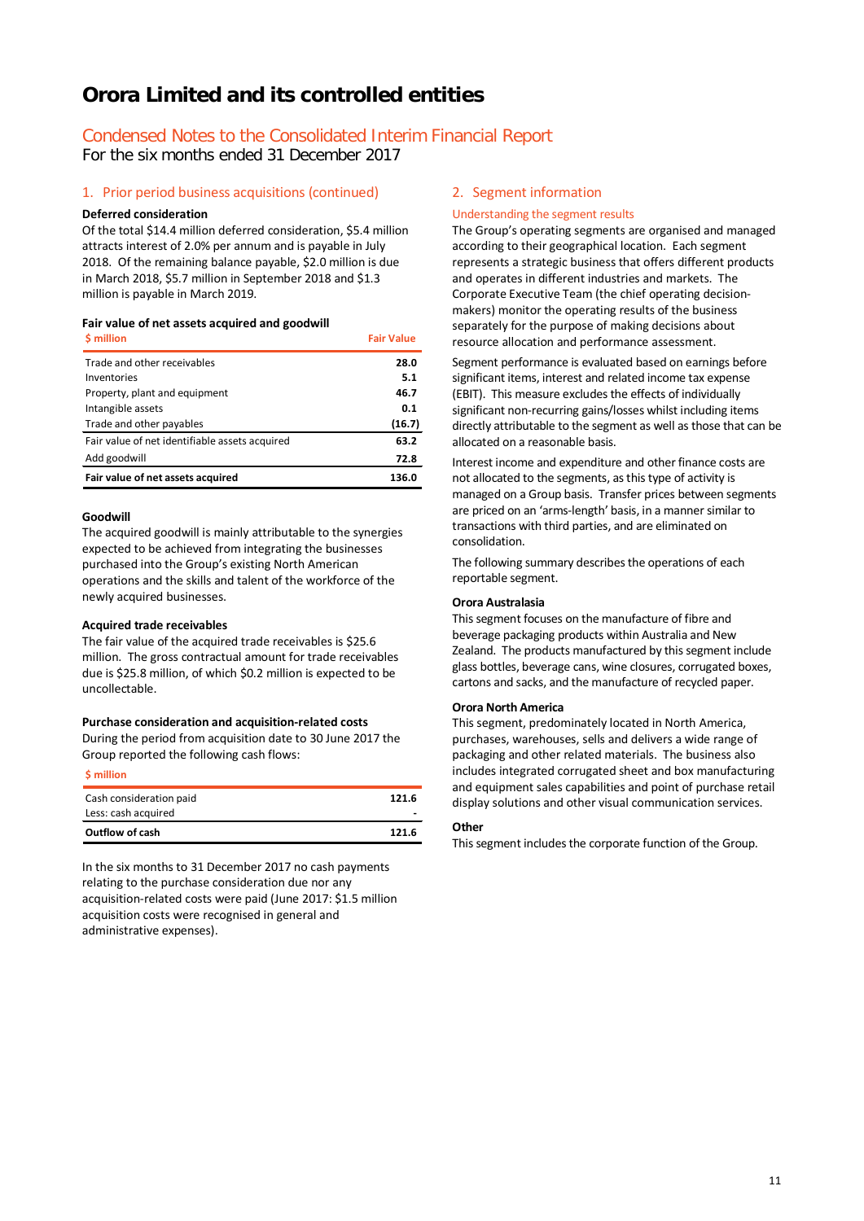# Orora Limited and its controlled entities

## Condensed Notes to the Consolidated Interim Financial Report

For the six months ended 31 December 2017

### 1. Prior period business acquisitions (continued)

**Deferred consideration**

Of the total $14.4 million deferred consideration, $5.4 million attracts interest of 2.0% per annum and is payable in July 2018. Of the remaining balance payable, $2.0 million is due in March 2018, $5.7 million in September 2018 and $1.3 million is payable in March 2019.

**Fair value of net assets acquired and goodwill**

| $ million | Fair Value |
|---|---|
| Trade and other receivables | 28.0 |
| Inventories | 5.1 |
| Property, plant and equipment | 46.7 |
| Intangible assets | 0.1 |
| Trade and other payables | (16.7) |
| Fair value of net identifiable assets acquired | 63.2 |
| Add goodwill | 72.8 |
| **Fair value of net assets acquired** | **136.0** |

**Goodwill**

The acquired goodwill is mainly attributable to the synergies expected to be achieved from integrating the businesses purchased into the Group's existing North American operations and the skills and talent of the workforce of the newly acquired businesses.

**Acquired trade receivables**

The fair value of the acquired trade receivables is $25.6 million. The gross contractual amount for trade receivables due is $25.8 million, of which $0.2 million is expected to be uncollectable.

**Purchase consideration and acquisition-related costs**

During the period from acquisition date to 30 June 2017 the Group reported the following cash flows:

| $ million | |
|---|---|
| Cash consideration paid | 121.6 |
| Less: cash acquired | - |
| **Outflow of cash** | **121.6** |

In the six months to 31 December 2017 no cash payments relating to the purchase consideration due nor any acquisition-related costs were paid (June 2017: $1.5 million acquisition costs were recognised in general and administrative expenses).

### 2. Segment information

#### Understanding the segment results

The Group's operating segments are organised and managed according to their geographical location. Each segment represents a strategic business that offers different products and operates in different industries and markets. The Corporate Executive Team (the chief operating decision-makers) monitor the operating results of the business separately for the purpose of making decisions about resource allocation and performance assessment.

Segment performance is evaluated based on earnings before significant items, interest and related income tax expense (EBIT). This measure excludes the effects of individually significant non-recurring gains/losses whilst including items directly attributable to the segment as well as those that can be allocated on a reasonable basis.

Interest income and expenditure and other finance costs are not allocated to the segments, as this type of activity is managed on a Group basis. Transfer prices between segments are priced on an 'arms-length' basis, in a manner similar to transactions with third parties, and are eliminated on consolidation.

The following summary describes the operations of each reportable segment.

**Orora Australasia**

This segment focuses on the manufacture of fibre and beverage packaging products within Australia and New Zealand. The products manufactured by this segment include glass bottles, beverage cans, wine closures, corrugated boxes, cartons and sacks, and the manufacture of recycled paper.

**Orora North America**

This segment, predominately located in North America, purchases, warehouses, sells and delivers a wide range of packaging and other related materials. The business also includes integrated corrugated sheet and box manufacturing and equipment sales capabilities and point of purchase retail display solutions and other visual communication services.

**Other**

This segment includes the corporate function of the Group.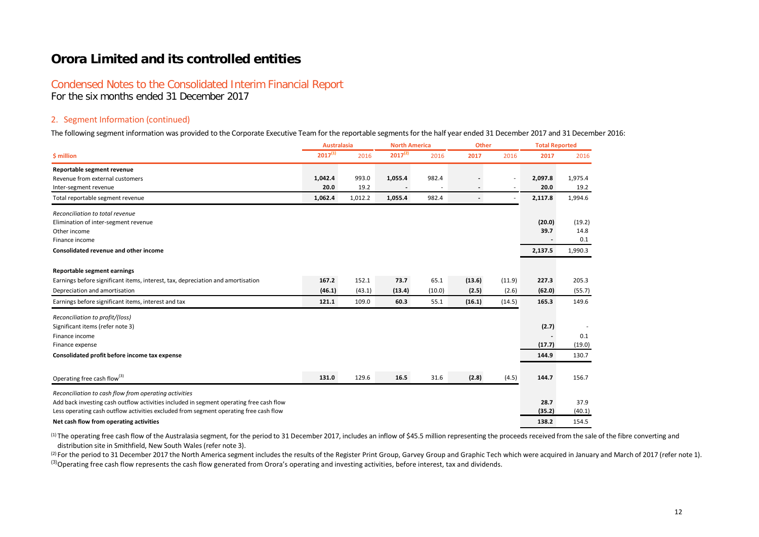# Orora Limited and its controlled entities

## Condensed Notes to the Consolidated Interim Financial Report

For the six months ended 31 December 2017

### 2. Segment Information (continued)

The following segment information was provided to the Corporate Executive Team for the reportable segments for the half year ended 31 December 2017 and 31 December 2016:

| $ million | Australasia | | North America | | Other | | Total Reported | |
|---|---|---|---|---|---|---|---|---|
| | **2017[1]** | 2016 | **2017[2]** | 2016 | **2017** | 2016 | **2017** | 2016 |
| **Reportable segment revenue** | | | | | | | | |
| Revenue from external customers | **1,042.4** | 993.0 | **1,055.4** | 982.4 | **-** | - | **2,097.8** | 1,975.4 |
| Inter-segment revenue | **20.0** | 19.2 | **-** | - | **-** | - | **20.0** | 19.2 |
| Total reportable segment revenue | **1,062.4** | 1,012.2 | **1,055.4** | 982.4 | **-** | - | **2,117.8** | 1,994.6 |
| *Reconciliation to total revenue* | | | | | | | | |
| Elimination of inter-segment revenue | | | | | | | **(20.0)** | (19.2) |
| Other income | | | | | | | **39.7** | 14.8 |
| Finance income | | | | | | | **-** | 0.1 |
| **Consolidated revenue and other income** | | | | | | | **2,137.5** | 1,990.3 |
| **Reportable segment earnings** | | | | | | | | |
| Earnings before significant items, interest, tax, depreciation and amortisation | **167.2** | 152.1 | **73.7** | 65.1 | **(13.6)** | (11.9) | **227.3** | 205.3 |
| Depreciation and amortisation | **(46.1)** | (43.1) | **(13.4)** | (10.0) | **(2.5)** | (2.6) | **(62.0)** | (55.7) |
| Earnings before significant items, interest and tax | **121.1** | 109.0 | **60.3** | 55.1 | **(16.1)** | (14.5) | **165.3** | 149.6 |
| *Reconciliation to profit/(loss)* | | | | | | | | |
| Significant items (refer note 3) | | | | | | | **(2.7)** | - |
| Finance income | | | | | | | **-** | 0.1 |
| Finance expense | | | | | | | **(17.7)** | (19.0) |
| **Consolidated profit before income tax expense** | | | | | | | **144.9** | 130.7 |
| Operating free cash flow[3] | **131.0** | 129.6 | **16.5** | 31.6 | **(2.8)** | (4.5) | **144.7** | 156.7 |
| *Reconciliation to cash flow from operating activities* | | | | | | | | |
| Add back investing cash outflow activities included in segment operating free cash flow | | | | | | | **28.7** | 37.9 |
| Less operating cash outflow activities excluded from segment operating free cash flow | | | | | | | **(35.2)** | (40.1) |
| **Net cash flow from operating activities** | | | | | | | **138.2** | 154.5 |

[1] The operating free cash flow of the Australasia segment, for the period to 31 December 2017, includes an inflow of $45.5 million representing the proceeds received from the sale of the fibre converting and distribution site in Smithfield, New South Wales (refer note 3).

[2] For the period to 31 December 2017 the North America segment includes the results of the Register Print Group, Garvey Group and Graphic Tech which were acquired in January and March of 2017 (refer note 1).

[3] Operating free cash flow represents the cash flow generated from Orora's operating and investing activities, before interest, tax and dividends.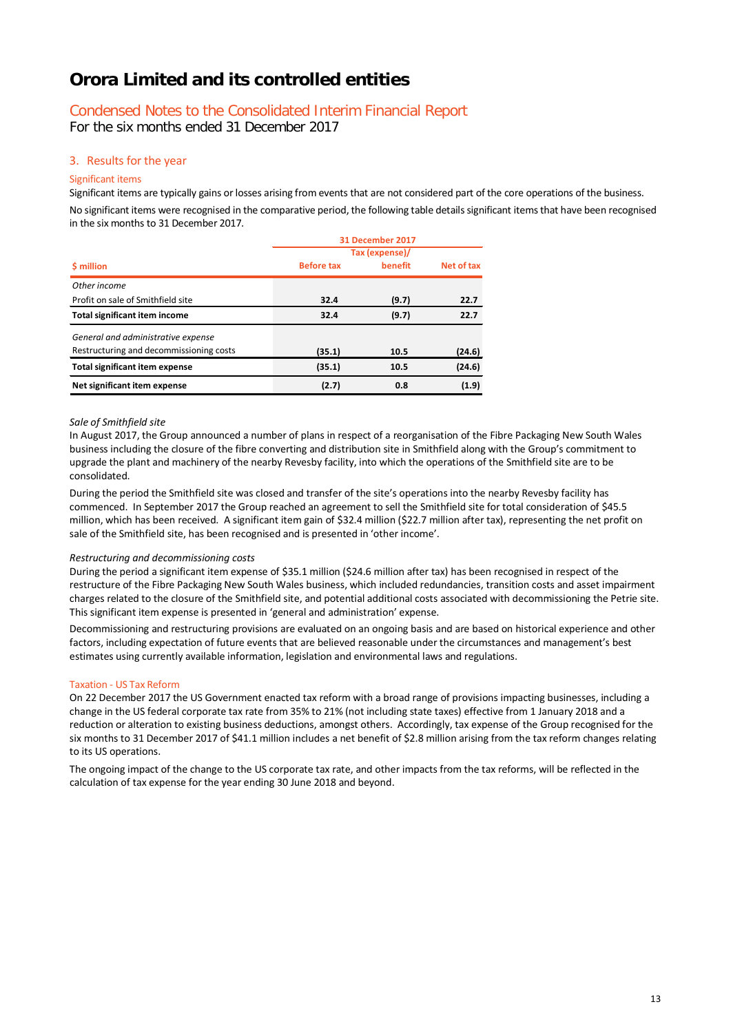# Orora Limited and its controlled entities

## Condensed Notes to the Consolidated Interim Financial Report
For the six months ended 31 December 2017

### 3. Results for the year

#### Significant items

Significant items are typically gains or losses arising from events that are not considered part of the core operations of the business.

No significant items were recognised in the comparative period, the following table details significant items that have been recognised in the six months to 31 December 2017.

| | 31 December 2017 | | |
|---|---|---|---|
| **$ million** | **Before tax** | **Tax (expense)/ benefit** | **Net of tax** |
| *Other income* | | | |
| Profit on sale of Smithfield site | **32.4** | **(9.7)** | **22.7** |
| **Total significant item income** | **32.4** | **(9.7)** | **22.7** |
| *General and administrative expense* | | | |
| Restructuring and decommissioning costs | **(35.1)** | **10.5** | **(24.6)** |
| **Total significant item expense** | **(35.1)** | **10.5** | **(24.6)** |
| **Net significant item expense** | **(2.7)** | **0.8** | **(1.9)** |

*Sale of Smithfield site*

In August 2017, the Group announced a number of plans in respect of a reorganisation of the Fibre Packaging New South Wales business including the closure of the fibre converting and distribution site in Smithfield along with the Group's commitment to upgrade the plant and machinery of the nearby Revesby facility, into which the operations of the Smithfield site are to be consolidated.

During the period the Smithfield site was closed and transfer of the site's operations into the nearby Revesby facility has commenced. In September 2017 the Group reached an agreement to sell the Smithfield site for total consideration of $45.5 million, which has been received. A significant item gain of $32.4 million ($22.7 million after tax), representing the net profit on sale of the Smithfield site, has been recognised and is presented in 'other income'.

*Restructuring and decommissioning costs*

During the period a significant item expense of $35.1 million ($24.6 million after tax) has been recognised in respect of the restructure of the Fibre Packaging New South Wales business, which included redundancies, transition costs and asset impairment charges related to the closure of the Smithfield site, and potential additional costs associated with decommissioning the Petrie site. This significant item expense is presented in 'general and administration' expense.

Decommissioning and restructuring provisions are evaluated on an ongoing basis and are based on historical experience and other factors, including expectation of future events that are believed reasonable under the circumstances and management's best estimates using currently available information, legislation and environmental laws and regulations.

#### Taxation - US Tax Reform

On 22 December 2017 the US Government enacted tax reform with a broad range of provisions impacting businesses, including a change in the US federal corporate tax rate from 35% to 21% (not including state taxes) effective from 1 January 2018 and a reduction or alteration to existing business deductions, amongst others. Accordingly, tax expense of the Group recognised for the six months to 31 December 2017 of $41.1 million includes a net benefit of $2.8 million arising from the tax reform changes relating to its US operations.

The ongoing impact of the change to the US corporate tax rate, and other impacts from the tax reforms, will be reflected in the calculation of tax expense for the year ending 30 June 2018 and beyond.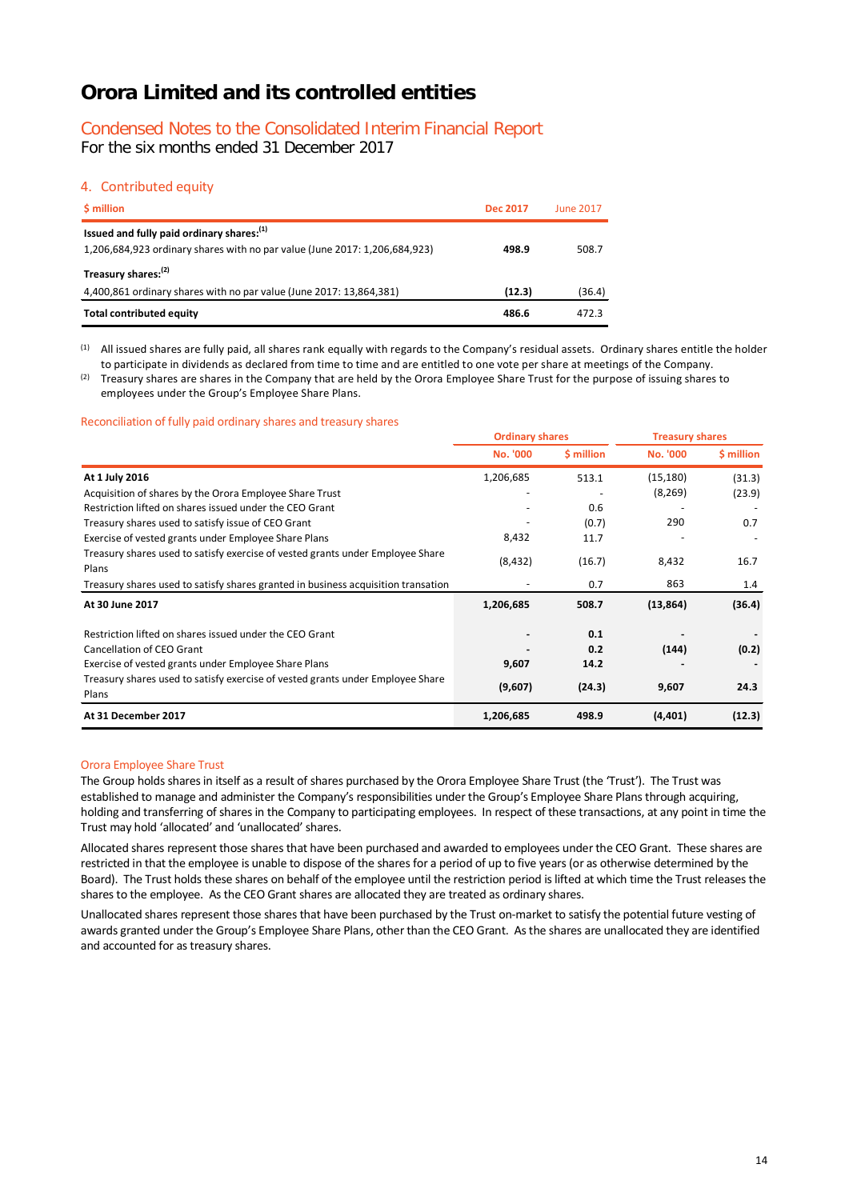# Orora Limited and its controlled entities

## Condensed Notes to the Consolidated Interim Financial Report

For the six months ended 31 December 2017

### 4. Contributed equity

| $ million | Dec 2017 | June 2017 |
|---|---|---|
| **Issued and fully paid ordinary shares:**[1] | | |
| 1,206,684,923 ordinary shares with no par value (June 2017: 1,206,684,923) | **498.9** | 508.7 |
| **Treasury shares:**[2] | | |
| 4,400,861 ordinary shares with no par value (June 2017: 13,864,381) | **(12.3)** | (36.4) |
| **Total contributed equity** | **486.6** | 472.3 |

[1] All issued shares are fully paid, all shares rank equally with regards to the Company's residual assets. Ordinary shares entitle the holder to participate in dividends as declared from time to time and are entitled to one vote per share at meetings of the Company.

[2] Treasury shares are shares in the Company that are held by the Orora Employee Share Trust for the purpose of issuing shares to employees under the Group's Employee Share Plans.

#### Reconciliation of fully paid ordinary shares and treasury shares

| | Ordinary shares | | Treasury shares | |
|---|---|---|---|---|
| | No. '000 | $ million | No. '000 | $ million |
| **At 1 July 2016** | 1,206,685 | 513.1 | (15,180) | (31.3) |
| Acquisition of shares by the Orora Employee Share Trust | - | - | (8,269) | (23.9) |
| Restriction lifted on shares issued under the CEO Grant | - | 0.6 | - | - |
| Treasury shares used to satisfy issue of CEO Grant | - | (0.7) | 290 | 0.7 |
| Exercise of vested grants under Employee Share Plans | 8,432 | 11.7 | - | - |
| Treasury shares used to satisfy exercise of vested grants under Employee Share Plans | (8,432) | (16.7) | 8,432 | 16.7 |
| Treasury shares used to satisfy shares granted in business acquisition transation | - | 0.7 | 863 | 1.4 |
| **At 30 June 2017** | **1,206,685** | **508.7** | **(13,864)** | **(36.4)** |
| Restriction lifted on shares issued under the CEO Grant | **-** | **0.1** | **-** | **-** |
| Cancellation of CEO Grant | **-** | **0.2** | **(144)** | **(0.2)** |
| Exercise of vested grants under Employee Share Plans | **9,607** | **14.2** | **-** | **-** |
| Treasury shares used to satisfy exercise of vested grants under Employee Share Plans | **(9,607)** | **(24.3)** | **9,607** | **24.3** |
| **At 31 December 2017** | **1,206,685** | **498.9** | **(4,401)** | **(12.3)** |

#### Orora Employee Share Trust

The Group holds shares in itself as a result of shares purchased by the Orora Employee Share Trust (the 'Trust'). The Trust was established to manage and administer the Company's responsibilities under the Group's Employee Share Plans through acquiring, holding and transferring of shares in the Company to participating employees. In respect of these transactions, at any point in time the Trust may hold 'allocated' and 'unallocated' shares.

Allocated shares represent those shares that have been purchased and awarded to employees under the CEO Grant. These shares are restricted in that the employee is unable to dispose of the shares for a period of up to five years (or as otherwise determined by the Board). The Trust holds these shares on behalf of the employee until the restriction period is lifted at which time the Trust releases the shares to the employee. As the CEO Grant shares are allocated they are treated as ordinary shares.

Unallocated shares represent those shares that have been purchased by the Trust on-market to satisfy the potential future vesting of awards granted under the Group's Employee Share Plans, other than the CEO Grant. As the shares are unallocated they are identified and accounted for as treasury shares.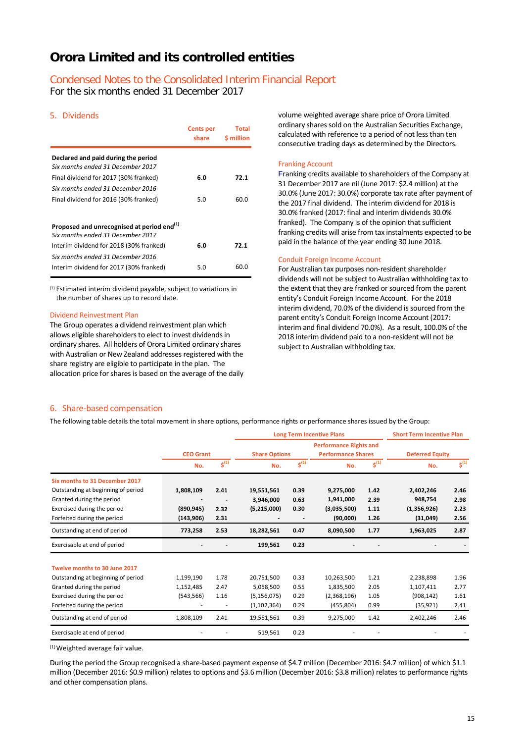# Orora Limited and its controlled entities

## Condensed Notes to the Consolidated Interim Financial Report

For the six months ended 31 December 2017

### 5. Dividends

| | Cents per share | Total $ million |
|---|---|---|
| **Declared and paid during the period** | | |
| *Six months ended 31 December 2017* | | |
| Final dividend for 2017 (30% franked) | **6.0** | **72.1** |
| *Six months ended 31 December 2016* | | |
| Final dividend for 2016 (30% franked) | 5.0 | 60.0 |
| | | |
| **Proposed and unrecognised at period end**[(1)] | | |
| *Six months ended 31 December 2017* | | |
| Interim dividend for 2018 (30% franked) | **6.0** | **72.1** |
| *Six months ended 31 December 2016* | | |
| Interim dividend for 2017 (30% franked) | 5.0 | 60.0 |

[(1)] Estimated interim dividend payable, subject to variations in the number of shares up to record date.

#### Dividend Reinvestment Plan

The Group operates a dividend reinvestment plan which allows eligible shareholders to elect to invest dividends in ordinary shares. All holders of Orora Limited ordinary shares with Australian or New Zealand addresses registered with the share registry are eligible to participate in the plan. The allocation price for shares is based on the average of the daily volume weighted average share price of Orora Limited ordinary shares sold on the Australian Securities Exchange, calculated with reference to a period of not less than ten consecutive trading days as determined by the Directors.

#### Franking Account

Franking credits available to shareholders of the Company at 31 December 2017 are nil (June 2017: $2.4 million) at the 30.0% (June 2017: 30.0%) corporate tax rate after payment of the 2017 final dividend. The interim dividend for 2018 is 30.0% franked (2017: final and interim dividends 30.0% franked). The Company is of the opinion that sufficient franking credits will arise from tax instalments expected to be paid in the balance of the year ending 30 June 2018.

#### Conduit Foreign Income Account

For Australian tax purposes non-resident shareholder dividends will not be subject to Australian withholding tax to the extent that they are franked or sourced from the parent entity's Conduit Foreign Income Account. For the 2018 interim dividend, 70.0% of the dividend is sourced from the parent entity's Conduit Foreign Income Account (2017: interim and final dividend 70.0%). As a result, 100.0% of the 2018 interim dividend paid to a non-resident will not be subject to Australian withholding tax.

### 6. Share-based compensation

The following table details the total movement in share options, performance rights or performance shares issued by the Group:

| | CEO Grant | | Long Term Incentive Plans: Share Options | | Long Term Incentive Plans: Performance Rights and Performance Shares | | Short Term Incentive Plan: Deferred Equity | |
|---|---|---|---|---|---|---|---|---|
| | No. | $[(1)] | No. | $[(1)] | No. | $[(1)] | No. | $[(1)] |
| **Six months to 31 December 2017** | | | | | | | | |
| Outstanding at beginning of period | **1,808,109** | **2.41** | **19,551,561** | **0.39** | **9,275,000** | **1.42** | **2,402,246** | **2.46** |
| Granted during the period | **-** | **-** | **3,946,000** | **0.63** | **1,941,000** | **2.39** | **948,754** | **2.98** |
| Exercised during the period | **(890,945)** | **2.32** | **(5,215,000)** | **0.30** | **(3,035,500)** | **1.11** | **(1,356,926)** | **2.23** |
| Forfeited during the period | **(143,906)** | **2.31** | **-** | **-** | **(90,000)** | **1.26** | **(31,049)** | **2.56** |
| Outstanding at end of period | **773,258** | **2.53** | **18,282,561** | **0.47** | **8,090,500** | **1.77** | **1,963,025** | **2.87** |
| Exercisable at end of period | **-** | **-** | **199,561** | **0.23** | **-** | **-** | **-** | **-** |
| **Twelve months to 30 June 2017** | | | | | | | | |
| Outstanding at beginning of period | 1,199,190 | 1.78 | 20,751,500 | 0.33 | 10,263,500 | 1.21 | 2,238,898 | 1.96 |
| Granted during the period | 1,152,485 | 2.47 | 5,058,500 | 0.55 | 1,835,500 | 2.05 | 1,107,411 | 2.77 |
| Exercised during the period | (543,566) | 1.16 | (5,156,075) | 0.29 | (2,368,196) | 1.05 | (908,142) | 1.61 |
| Forfeited during the period | - | - | (1,102,364) | 0.29 | (455,804) | 0.99 | (35,921) | 2.41 |
| Outstanding at end of period | 1,808,109 | 2.41 | 19,551,561 | 0.39 | 9,275,000 | 1.42 | 2,402,246 | 2.46 |
| Exercisable at end of period | - | - | 519,561 | 0.23 | - | - | - | - |

[(1)] Weighted average fair value.

During the period the Group recognised a share-based payment expense of $4.7 million (December 2016: $4.7 million) of which $1.1 million (December 2016: $0.9 million) relates to options and $3.6 million (December 2016: $3.8 million) relates to performance rights and other compensation plans.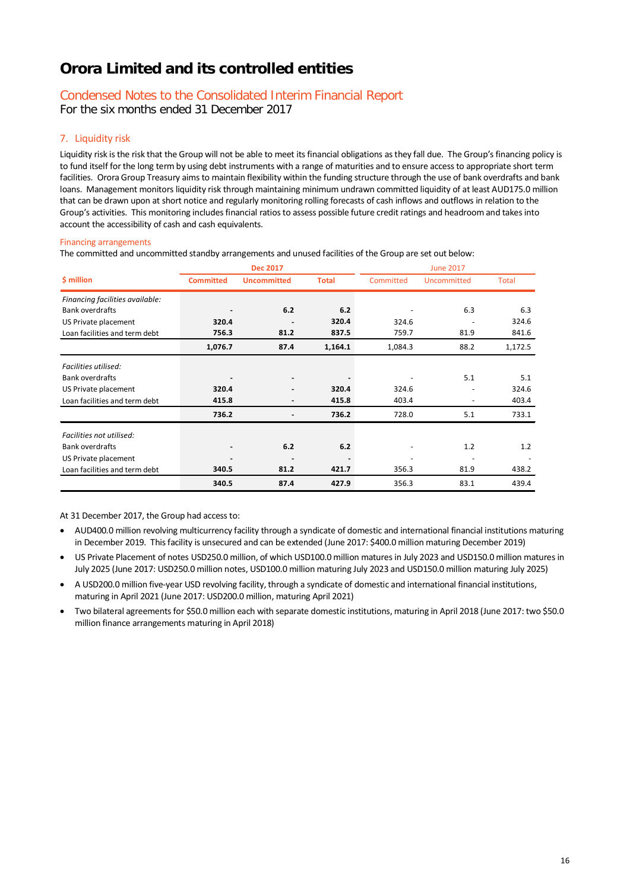# Orora Limited and its controlled entities

## Condensed Notes to the Consolidated Interim Financial Report

For the six months ended 31 December 2017

### 7. Liquidity risk

Liquidity risk is the risk that the Group will not be able to meet its financial obligations as they fall due. The Group's financing policy is to fund itself for the long term by using debt instruments with a range of maturities and to ensure access to appropriate short term facilities. Orora Group Treasury aims to maintain flexibility within the funding structure through the use of bank overdrafts and bank loans. Management monitors liquidity risk through maintaining minimum undrawn committed liquidity of at least AUD175.0 million that can be drawn upon at short notice and regularly monitoring rolling forecasts of cash inflows and outflows in relation to the Group's activities. This monitoring includes financial ratios to assess possible future credit ratings and headroom and takes into account the accessibility of cash and cash equivalents.

#### Financing arrangements

The committed and uncommitted standby arrangements and unused facilities of the Group are set out below:

| $ million | Dec 2017 | | | June 2017 | | |
|---|---|---|---|---|---|---|
| | **Committed** | **Uncommitted** | **Total** | Committed | Uncommitted | Total |
| *Financing facilities available:* | | | | | | |
| Bank overdrafts | **-** | **6.2** | **6.2** | - | 6.3 | 6.3 |
| US Private placement | **320.4** | **-** | **320.4** | 324.6 | - | 324.6 |
| Loan facilities and term debt | **756.3** | **81.2** | **837.5** | 759.7 | 81.9 | 841.6 |
| | **1,076.7** | **87.4** | **1,164.1** | 1,084.3 | 88.2 | 1,172.5 |
| *Facilities utilised:* | | | | | | |
| Bank overdrafts | **-** | **-** | **-** | - | 5.1 | 5.1 |
| US Private placement | **320.4** | **-** | **320.4** | 324.6 | - | 324.6 |
| Loan facilities and term debt | **415.8** | **-** | **415.8** | 403.4 | - | 403.4 |
| | **736.2** | **-** | **736.2** | 728.0 | 5.1 | 733.1 |
| *Facilities not utilised:* | | | | | | |
| Bank overdrafts | **-** | **6.2** | **6.2** | - | 1.2 | 1.2 |
| US Private placement | **-** | **-** | **-** | - | - | - |
| Loan facilities and term debt | **340.5** | **81.2** | **421.7** | 356.3 | 81.9 | 438.2 |
| | **340.5** | **87.4** | **427.9** | 356.3 | 83.1 | 439.4 |

At 31 December 2017, the Group had access to:

- AUD400.0 million revolving multicurrency facility through a syndicate of domestic and international financial institutions maturing in December 2019. This facility is unsecured and can be extended (June 2017: $400.0 million maturing December 2019)
- US Private Placement of notes USD250.0 million, of which USD100.0 million matures in July 2023 and USD150.0 million matures in July 2025 (June 2017: USD250.0 million notes, USD100.0 million maturing July 2023 and USD150.0 million maturing July 2025)
- A USD200.0 million five-year USD revolving facility, through a syndicate of domestic and international financial institutions, maturing in April 2021 (June 2017: USD200.0 million, maturing April 2021)
- Two bilateral agreements for $50.0 million each with separate domestic institutions, maturing in April 2018 (June 2017: two $50.0 million finance arrangements maturing in April 2018)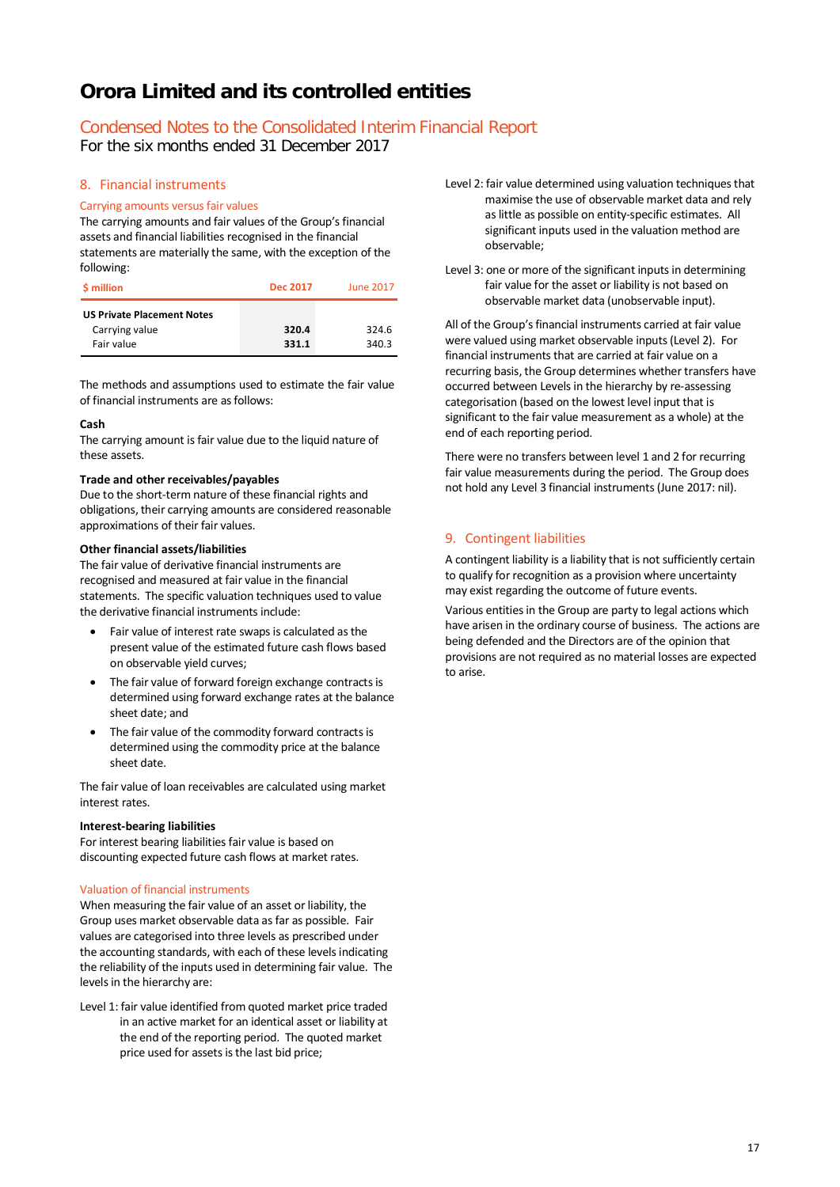# Orora Limited and its controlled entities

## Condensed Notes to the Consolidated Interim Financial Report

For the six months ended 31 December 2017

### 8. Financial instruments

#### Carrying amounts versus fair values

The carrying amounts and fair values of the Group's financial assets and financial liabilities recognised in the financial statements are materially the same, with the exception of the following:

| $ million | Dec 2017 | June 2017 |
|---|---|---|
| **US Private Placement Notes** | | |
| Carrying value | **320.4** | 324.6 |
| Fair value | **331.1** | 340.3 |

The methods and assumptions used to estimate the fair value of financial instruments are as follows:

**Cash**

The carrying amount is fair value due to the liquid nature of these assets.

**Trade and other receivables/payables**

Due to the short-term nature of these financial rights and obligations, their carrying amounts are considered reasonable approximations of their fair values.

**Other financial assets/liabilities**

The fair value of derivative financial instruments are recognised and measured at fair value in the financial statements. The specific valuation techniques used to value the derivative financial instruments include:

- Fair value of interest rate swaps is calculated as the present value of the estimated future cash flows based on observable yield curves;
- The fair value of forward foreign exchange contracts is determined using forward exchange rates at the balance sheet date; and
- The fair value of the commodity forward contracts is determined using the commodity price at the balance sheet date.

The fair value of loan receivables are calculated using market interest rates.

**Interest-bearing liabilities**

For interest bearing liabilities fair value is based on discounting expected future cash flows at market rates.

#### Valuation of financial instruments

When measuring the fair value of an asset or liability, the Group uses market observable data as far as possible. Fair values are categorised into three levels as prescribed under the accounting standards, with each of these levels indicating the reliability of the inputs used in determining fair value. The levels in the hierarchy are:

Level 1: fair value identified from quoted market price traded in an active market for an identical asset or liability at the end of the reporting period. The quoted market price used for assets is the last bid price;

Level 2: fair value determined using valuation techniques that maximise the use of observable market data and rely as little as possible on entity-specific estimates. All significant inputs used in the valuation method are observable;

Level 3: one or more of the significant inputs in determining fair value for the asset or liability is not based on observable market data (unobservable input).

All of the Group's financial instruments carried at fair value were valued using market observable inputs (Level 2). For financial instruments that are carried at fair value on a recurring basis, the Group determines whether transfers have occurred between Levels in the hierarchy by re-assessing categorisation (based on the lowest level input that is significant to the fair value measurement as a whole) at the end of each reporting period.

There were no transfers between level 1 and 2 for recurring fair value measurements during the period. The Group does not hold any Level 3 financial instruments (June 2017: nil).

### 9. Contingent liabilities

A contingent liability is a liability that is not sufficiently certain to qualify for recognition as a provision where uncertainty may exist regarding the outcome of future events.

Various entities in the Group are party to legal actions which have arisen in the ordinary course of business. The actions are being defended and the Directors are of the opinion that provisions are not required as no material losses are expected to arise.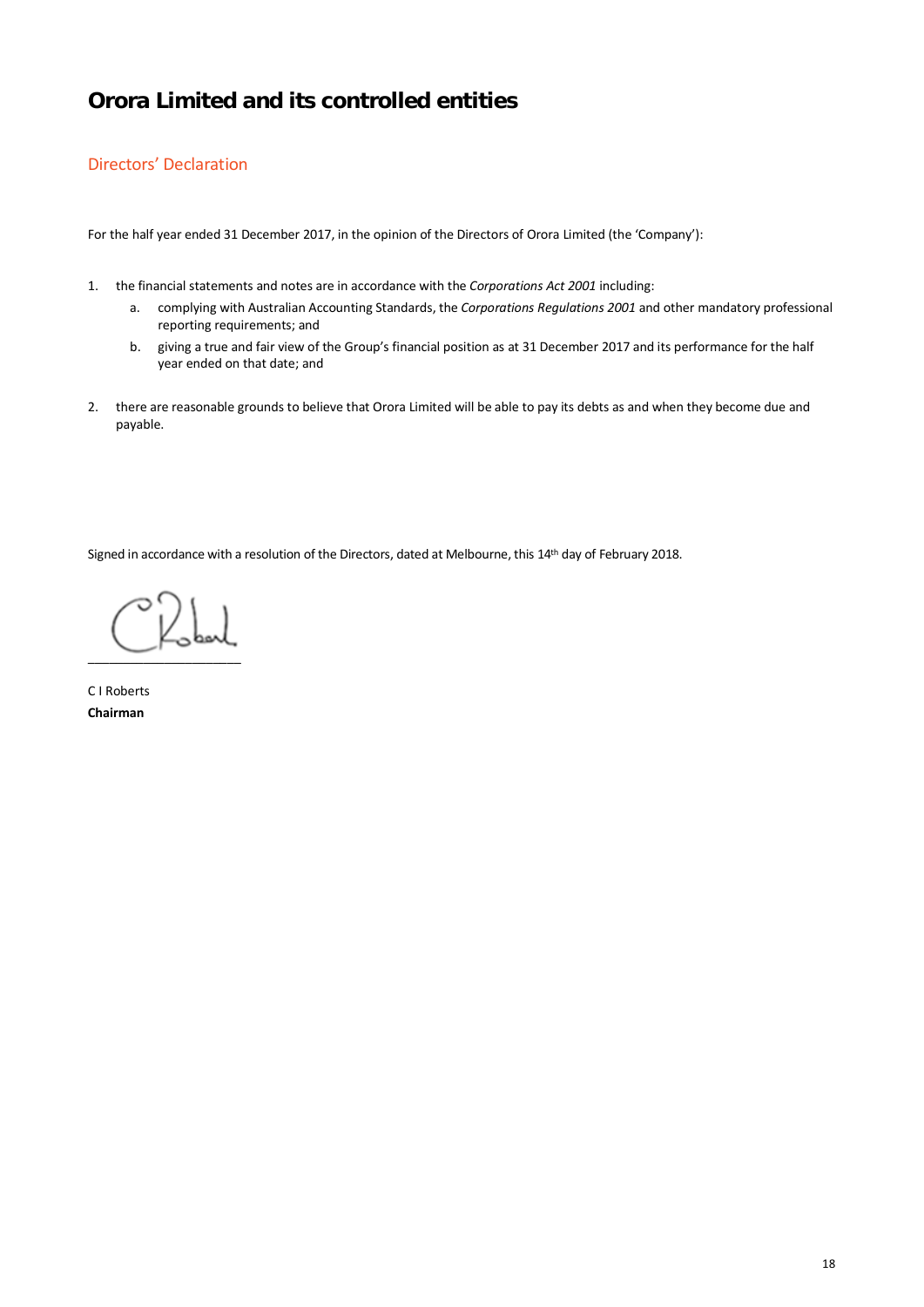# Orora Limited and its controlled entities

## Directors' Declaration

For the half year ended 31 December 2017, in the opinion of the Directors of Orora Limited (the 'Company'):

1. the financial statements and notes are in accordance with the *Corporations Act 2001* including:
   a. complying with Australian Accounting Standards, the *Corporations Regulations 2001* and other mandatory professional reporting requirements; and
   b. giving a true and fair view of the Group's financial position as at 31 December 2017 and its performance for the half year ended on that date; and

2. there are reasonable grounds to believe that Orora Limited will be able to pay its debts as and when they become due and payable.

Signed in accordance with a resolution of the Directors, dated at Melbourne, this 14th day of February 2018.

\_\_\_\_\_\_\_\_\_\_\_\_\_\_\_\_\_\_\_\_\_\_\_\_

C I Roberts
**Chairman**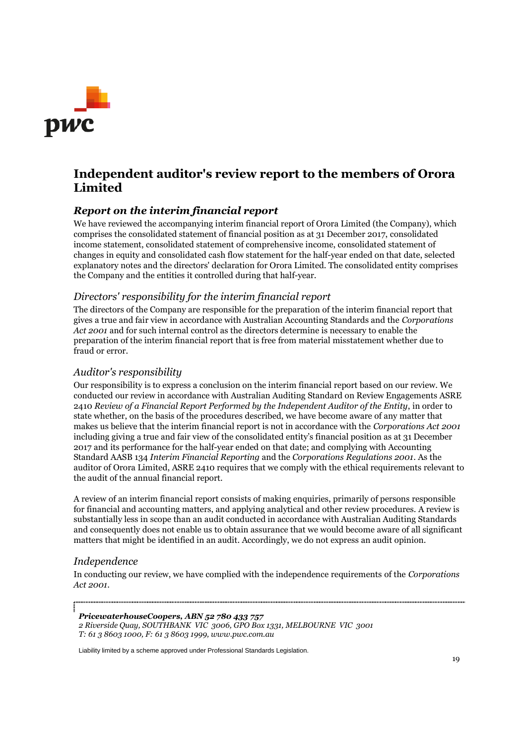# Independent auditor's review report to the members of Orora Limited

## *Report on the interim financial report*

We have reviewed the accompanying interim financial report of Orora Limited (the Company), which comprises the consolidated statement of financial position as at 31 December 2017, consolidated income statement, consolidated statement of comprehensive income, consolidated statement of changes in equity and consolidated cash flow statement for the half-year ended on that date, selected explanatory notes and the directors' declaration for Orora Limited. The consolidated entity comprises the Company and the entities it controlled during that half-year.

### *Directors' responsibility for the interim financial report*

The directors of the Company are responsible for the preparation of the interim financial report that gives a true and fair view in accordance with Australian Accounting Standards and the *Corporations Act 2001* and for such internal control as the directors determine is necessary to enable the preparation of the interim financial report that is free from material misstatement whether due to fraud or error.

### *Auditor's responsibility*

Our responsibility is to express a conclusion on the interim financial report based on our review. We conducted our review in accordance with Australian Auditing Standard on Review Engagements ASRE 2410 *Review of a Financial Report Performed by the Independent Auditor of the Entity*, in order to state whether, on the basis of the procedures described, we have become aware of any matter that makes us believe that the interim financial report is not in accordance with the *Corporations Act 2001* including giving a true and fair view of the consolidated entity's financial position as at 31 December 2017 and its performance for the half-year ended on that date; and complying with Accounting Standard AASB 134 *Interim Financial Reporting* and the *Corporations Regulations 2001*. As the auditor of Orora Limited, ASRE 2410 requires that we comply with the ethical requirements relevant to the audit of the annual financial report.

A review of an interim financial report consists of making enquiries, primarily of persons responsible for financial and accounting matters, and applying analytical and other review procedures. A review is substantially less in scope than an audit conducted in accordance with Australian Auditing Standards and consequently does not enable us to obtain assurance that we would become aware of all significant matters that might be identified in an audit. Accordingly, we do not express an audit opinion.

### *Independence*

In conducting our review, we have complied with the independence requirements of the *Corporations Act 2001*.

***PricewaterhouseCoopers, ABN 52 780 433 757***
*2 Riverside Quay, SOUTHBANK VIC 3006, GPO Box 1331, MELBOURNE VIC 3001*
*T: 61 3 8603 1000, F: 61 3 8603 1999, www.pwc.com.au*

Liability limited by a scheme approved under Professional Standards Legislation.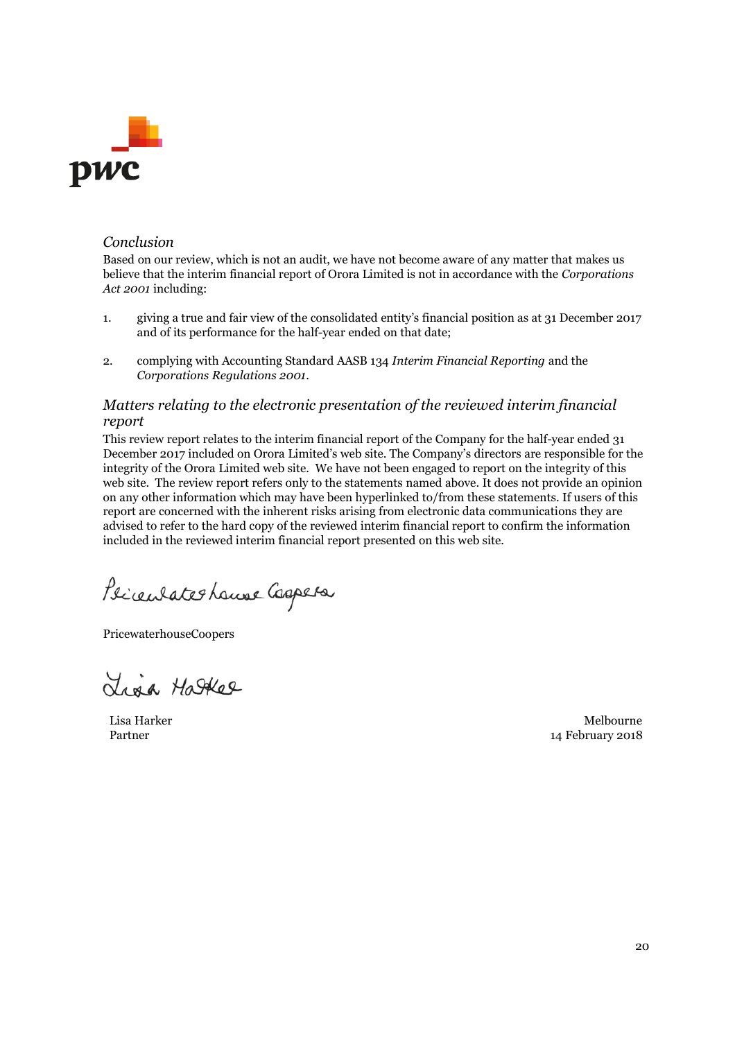### *Conclusion*

Based on our review, which is not an audit, we have not become aware of any matter that makes us believe that the interim financial report of Orora Limited is not in accordance with the *Corporations Act 2001* including:

1. giving a true and fair view of the consolidated entity's financial position as at 31 December 2017 and of its performance for the half-year ended on that date;

2. complying with Accounting Standard AASB 134 *Interim Financial Reporting* and the *Corporations Regulations 2001*.

### *Matters relating to the electronic presentation of the reviewed interim financial report*

This review report relates to the interim financial report of the Company for the half-year ended 31 December 2017 included on Orora Limited's web site. The Company's directors are responsible for the integrity of the Orora Limited web site. We have not been engaged to report on the integrity of this web site. The review report refers only to the statements named above. It does not provide an opinion on any other information which may have been hyperlinked to/from these statements. If users of this report are concerned with the inherent risks arising from electronic data communications they are advised to refer to the hard copy of the reviewed interim financial report to confirm the information included in the reviewed interim financial report presented on this web site.

PricewaterhouseCoopers

Lisa Harker
Partner

Melbourne
14 February 2018